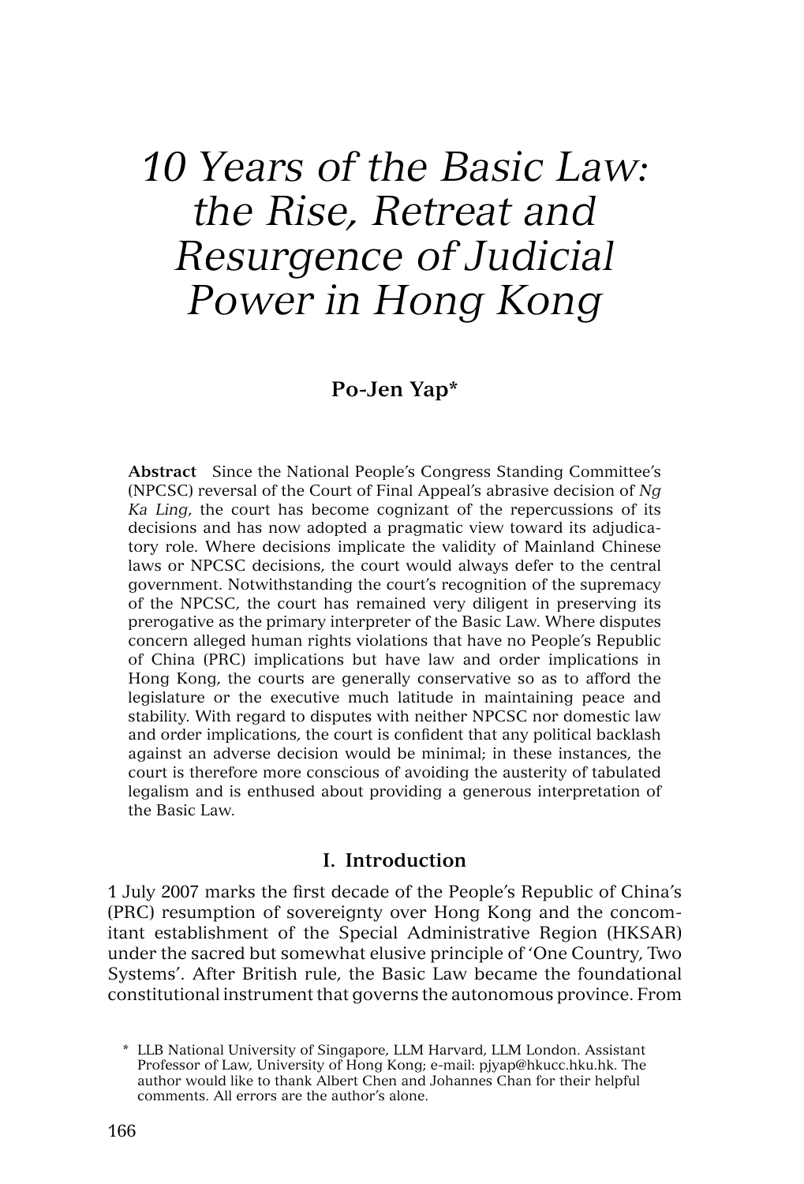# *10 Years of the Basic Law: the Rise, Retreat and Resurgence of Judicial Power in Hong Kong*

**Po-Jen Yap***

**Abstract** Since the National People's Congress Standing Committee's (NPCSC) reversal of the Court of Final Appeal's abrasive decision of *Ng Ka Ling*, the court has become cognizant of the repercussions of its decisions and has now adopted a pragmatic view toward its adjudicatory role. Where decisions implicate the validity of Mainland Chinese laws or NPCSC decisions, the court would always defer to the central government. Notwithstanding the court's recognition of the supremacy of the NPCSC, the court has remained very diligent in preserving its prerogative as the primary interpreter of the Basic Law. Where disputes concern alleged human rights violations that have no People's Republic of China (PRC) implications but have law and order implications in Hong Kong, the courts are generally conservative so as to afford the legislature or the executive much latitude in maintaining peace and stability. With regard to disputes with neither NPCSC nor domestic law and order implications, the court is confident that any political backlash against an adverse decision would be minimal; in these instances, the court is therefore more conscious of avoiding the austerity of tabulated legalism and is enthused about providing a generous interpretation of the Basic Law.

## I. Introduction

1 July 2007 marks the first decade of the People's Republic of China's (PRC) resumption of sovereignty over Hong Kong and the concomitant establishment of the Special Administrative Region (HKSAR) under the sacred but somewhat elusive principle of 'One Country, Two Systems'. After British rule, the Basic Law became the foundational constitutional instrument that governs the autonomous province. From

\* LLB National University of Singapore, LLM Harvard, LLM London. Assistant Professor of Law, University of Hong Kong; e-mail: pjyap@hkucc.hku.hk. The author would like to thank Albert Chen and Johannes Chan for their helpful comments. All errors are the author's alone.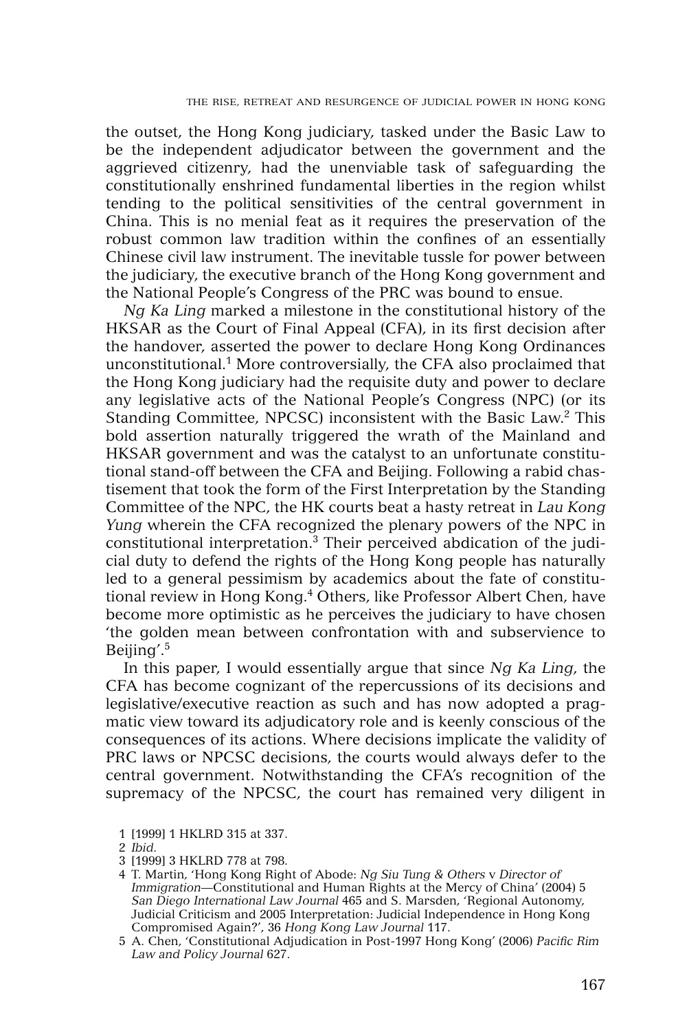the outset, the Hong Kong judiciary, tasked under the Basic Law to be the independent adjudicator between the government and the aggrieved citizenry, had the unenviable task of safeguarding the constitutionally enshrined fundamental liberties in the region whilst tending to the political sensitivities of the central government in China. This is no menial feat as it requires the preservation of the robust common law tradition within the confines of an essentially Chinese civil law instrument. The inevitable tussle for power between the judiciary, the executive branch of the Hong Kong government and the National People's Congress of the PRC was bound to ensue.

*Ng Ka Ling* marked a milestone in the constitutional history of the HKSAR as the Court of Final Appeal (CFA), in its first decision after the handover, asserted the power to declare Hong Kong Ordinances unconstitutional.[1] More controversially, the CFA also proclaimed that the Hong Kong judiciary had the requisite duty and power to declare any legislative acts of the National People's Congress (NPC) (or its Standing Committee, NPCSC) inconsistent with the Basic Law.[2] This bold assertion naturally triggered the wrath of the Mainland and HKSAR government and was the catalyst to an unfortunate constitutional stand-off between the CFA and Beijing. Following a rabid chastisement that took the form of the First Interpretation by the Standing Committee of the NPC, the HK courts beat a hasty retreat in *Lau Kong Yung* wherein the CFA recognized the plenary powers of the NPC in constitutional interpretation.[3] Their perceived abdication of the judicial duty to defend the rights of the Hong Kong people has naturally led to a general pessimism by academics about the fate of constitutional review in Hong Kong.[4] Others, like Professor Albert Chen, have become more optimistic as he perceives the judiciary to have chosen 'the golden mean between confrontation with and subservience to Beijing'.[5]

In this paper, I would essentially argue that since *Ng Ka Ling*, the CFA has become cognizant of the repercussions of its decisions and legislative/executive reaction as such and has now adopted a pragmatic view toward its adjudicatory role and is keenly conscious of the consequences of its actions. Where decisions implicate the validity of PRC laws or NPCSC decisions, the courts would always defer to the central government. Notwithstanding the CFA's recognition of the supremacy of the NPCSC, the court has remained very diligent in

1 [1999] 1 HKLRD 315 at 337.

2 *Ibid*.

3 [1999] 3 HKLRD 778 at 798.

4 T. Martin, 'Hong Kong Right of Abode: *Ng Siu Tung & Others* v *Director of Immigration*—Constitutional and Human Rights at the Mercy of China' (2004) 5 *San Diego International Law Journal* 465 and S. Marsden, 'Regional Autonomy, Judicial Criticism and 2005 Interpretation: Judicial Independence in Hong Kong Compromised Again?', 36 *Hong Kong Law Journal* 117.

5 A. Chen, 'Constitutional Adjudication in Post-1997 Hong Kong' (2006) *Pacific Rim Law and Policy Journal* 627.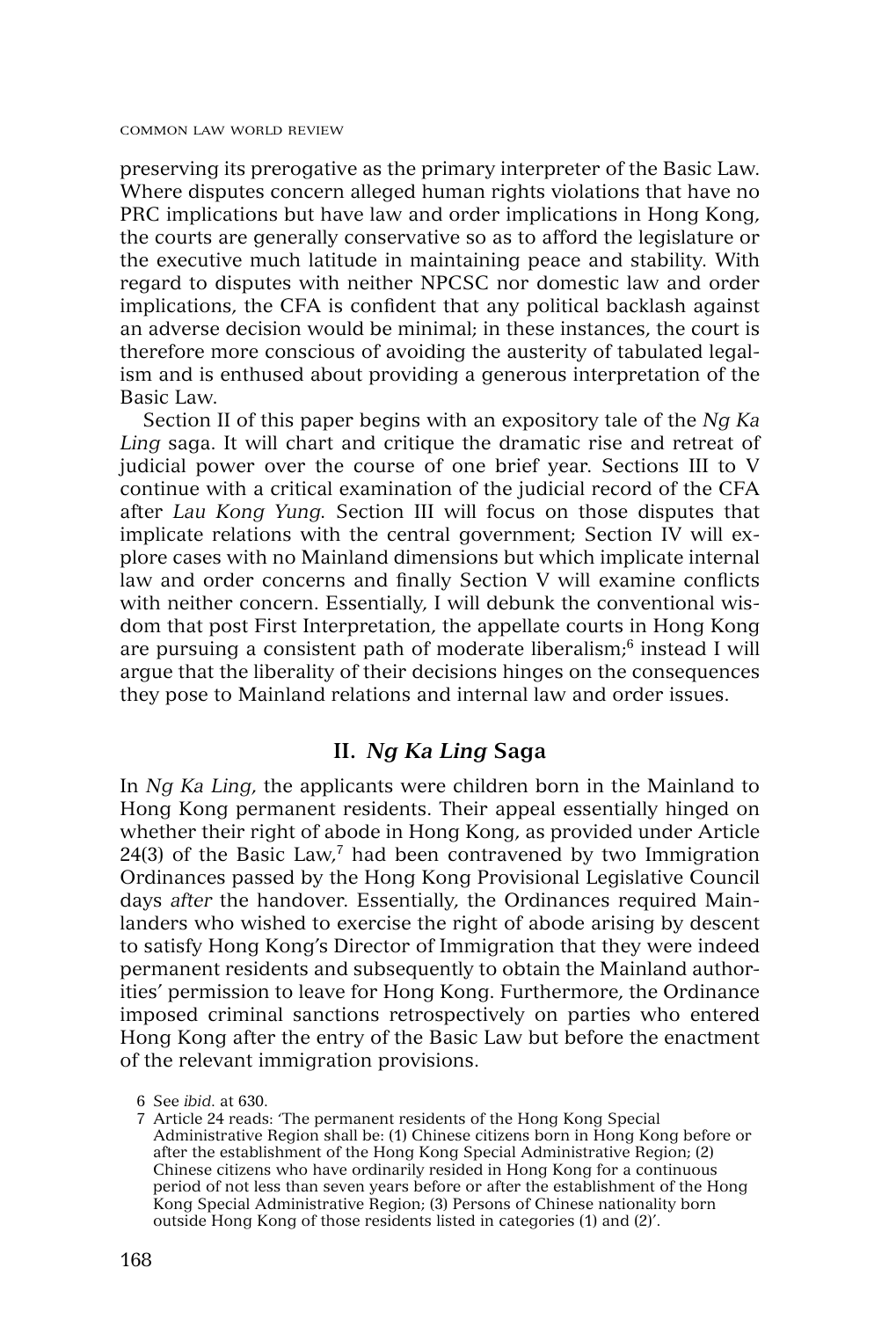preserving its prerogative as the primary interpreter of the Basic Law. Where disputes concern alleged human rights violations that have no PRC implications but have law and order implications in Hong Kong, the courts are generally conservative so as to afford the legislature or the executive much latitude in maintaining peace and stability. With regard to disputes with neither NPCSC nor domestic law and order implications, the CFA is confident that any political backlash against an adverse decision would be minimal; in these instances, the court is therefore more conscious of avoiding the austerity of tabulated legalism and is enthused about providing a generous interpretation of the Basic Law.

Section II of this paper begins with an expository tale of the *Ng Ka Ling* saga. It will chart and critique the dramatic rise and retreat of judicial power over the course of one brief year. Sections III to V continue with a critical examination of the judicial record of the CFA after *Lau Kong Yung*. Section III will focus on those disputes that implicate relations with the central government; Section IV will explore cases with no Mainland dimensions but which implicate internal law and order concerns and finally Section V will examine conflicts with neither concern. Essentially, I will debunk the conventional wisdom that post First Interpretation, the appellate courts in Hong Kong are pursuing a consistent path of moderate liberalism;[6] instead I will argue that the liberality of their decisions hinges on the consequences they pose to Mainland relations and internal law and order issues.

## II. *Ng Ka Ling* Saga

In *Ng Ka Ling*, the applicants were children born in the Mainland to Hong Kong permanent residents. Their appeal essentially hinged on whether their right of abode in Hong Kong, as provided under Article 24(3) of the Basic Law,[7] had been contravened by two Immigration Ordinances passed by the Hong Kong Provisional Legislative Council days *after* the handover. Essentially, the Ordinances required Mainlanders who wished to exercise the right of abode arising by descent to satisfy Hong Kong's Director of Immigration that they were indeed permanent residents and subsequently to obtain the Mainland authorities' permission to leave for Hong Kong. Furthermore, the Ordinance imposed criminal sanctions retrospectively on parties who entered Hong Kong after the entry of the Basic Law but before the enactment of the relevant immigration provisions.

6 See *ibid*. at 630.

7 Article 24 reads: 'The permanent residents of the Hong Kong Special Administrative Region shall be: (1) Chinese citizens born in Hong Kong before or after the establishment of the Hong Kong Special Administrative Region; (2) Chinese citizens who have ordinarily resided in Hong Kong for a continuous period of not less than seven years before or after the establishment of the Hong Kong Special Administrative Region; (3) Persons of Chinese nationality born outside Hong Kong of those residents listed in categories (1) and (2)'.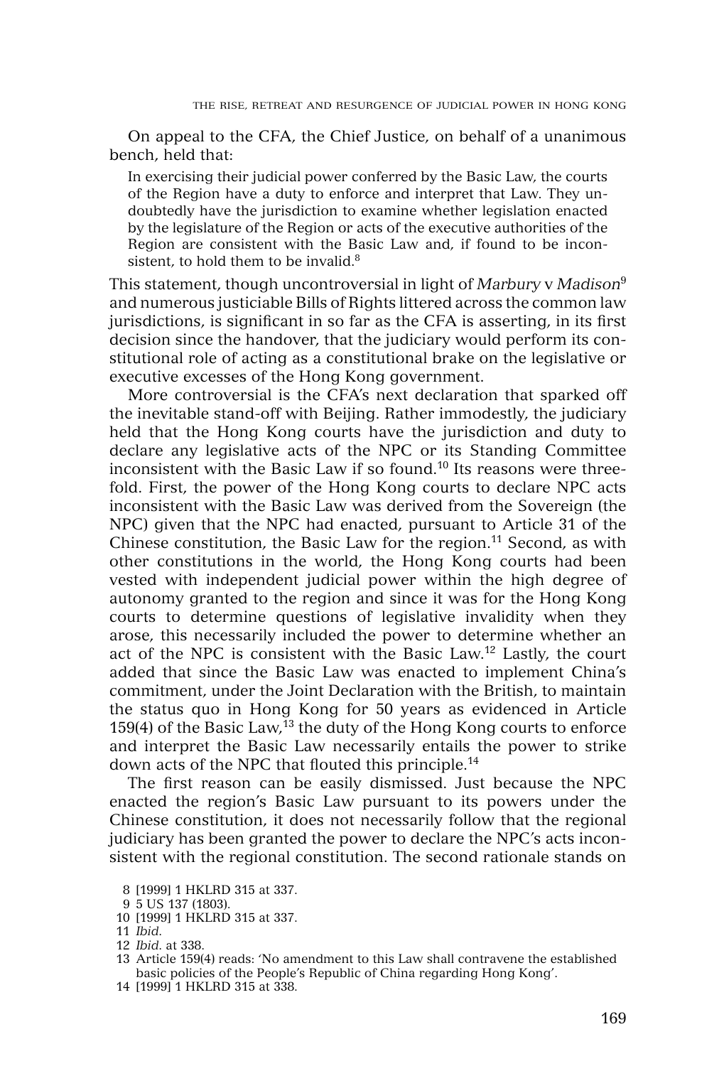On appeal to the CFA, the Chief Justice, on behalf of a unanimous bench, held that:

> In exercising their judicial power conferred by the Basic Law, the courts of the Region have a duty to enforce and interpret that Law. They undoubtedly have the jurisdiction to examine whether legislation enacted by the legislature of the Region or acts of the executive authorities of the Region are consistent with the Basic Law and, if found to be inconsistent, to hold them to be invalid.[8]

This statement, though uncontroversial in light of *Marbury* v *Madison*[9] and numerous justiciable Bills of Rights littered across the common law jurisdictions, is significant in so far as the CFA is asserting, in its first decision since the handover, that the judiciary would perform its constitutional role of acting as a constitutional brake on the legislative or executive excesses of the Hong Kong government.

More controversial is the CFA's next declaration that sparked off the inevitable stand-off with Beijing. Rather immodestly, the judiciary held that the Hong Kong courts have the jurisdiction and duty to declare any legislative acts of the NPC or its Standing Committee inconsistent with the Basic Law if so found.[10] Its reasons were threefold. First, the power of the Hong Kong courts to declare NPC acts inconsistent with the Basic Law was derived from the Sovereign (the NPC) given that the NPC had enacted, pursuant to Article 31 of the Chinese constitution, the Basic Law for the region.[11] Second, as with other constitutions in the world, the Hong Kong courts had been vested with independent judicial power within the high degree of autonomy granted to the region and since it was for the Hong Kong courts to determine questions of legislative invalidity when they arose, this necessarily included the power to determine whether an act of the NPC is consistent with the Basic Law.[12] Lastly, the court added that since the Basic Law was enacted to implement China's commitment, under the Joint Declaration with the British, to maintain the status quo in Hong Kong for 50 years as evidenced in Article 159(4) of the Basic Law,[13] the duty of the Hong Kong courts to enforce and interpret the Basic Law necessarily entails the power to strike down acts of the NPC that flouted this principle.[14]

The first reason can be easily dismissed. Just because the NPC enacted the region's Basic Law pursuant to its powers under the Chinese constitution, it does not necessarily follow that the regional judiciary has been granted the power to declare the NPC's acts inconsistent with the regional constitution. The second rationale stands on

8 [1999] 1 HKLRD 315 at 337.

9 5 US 137 (1803).

10 [1999] 1 HKLRD 315 at 337.

11 *Ibid*.

12 *Ibid*. at 338.

13 Article 159(4) reads: 'No amendment to this Law shall contravene the established basic policies of the People's Republic of China regarding Hong Kong'.

14 [1999] 1 HKLRD 315 at 338.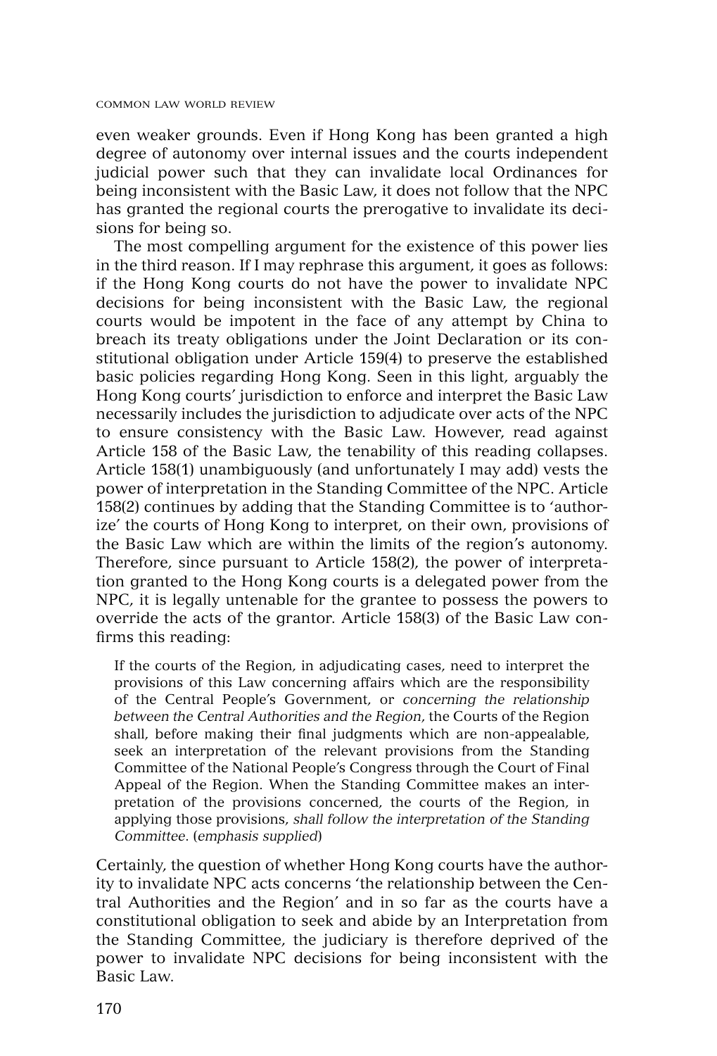even weaker grounds. Even if Hong Kong has been granted a high degree of autonomy over internal issues and the courts independent judicial power such that they can invalidate local Ordinances for being inconsistent with the Basic Law, it does not follow that the NPC has granted the regional courts the prerogative to invalidate its decisions for being so.

The most compelling argument for the existence of this power lies in the third reason. If I may rephrase this argument, it goes as follows: if the Hong Kong courts do not have the power to invalidate NPC decisions for being inconsistent with the Basic Law, the regional courts would be impotent in the face of any attempt by China to breach its treaty obligations under the Joint Declaration or its constitutional obligation under Article 159(4) to preserve the established basic policies regarding Hong Kong. Seen in this light, arguably the Hong Kong courts' jurisdiction to enforce and interpret the Basic Law necessarily includes the jurisdiction to adjudicate over acts of the NPC to ensure consistency with the Basic Law. However, read against Article 158 of the Basic Law, the tenability of this reading collapses. Article 158(1) unambiguously (and unfortunately I may add) vests the power of interpretation in the Standing Committee of the NPC. Article 158(2) continues by adding that the Standing Committee is to 'authorize' the courts of Hong Kong to interpret, on their own, provisions of the Basic Law which are within the limits of the region's autonomy. Therefore, since pursuant to Article 158(2), the power of interpretation granted to the Hong Kong courts is a delegated power from the NPC, it is legally untenable for the grantee to possess the powers to override the acts of the grantor. Article 158(3) of the Basic Law confirms this reading:

> If the courts of the Region, in adjudicating cases, need to interpret the provisions of this Law concerning affairs which are the responsibility of the Central People's Government, or *concerning the relationship between the Central Authorities and the Region*, the Courts of the Region shall, before making their final judgments which are non-appealable, seek an interpretation of the relevant provisions from the Standing Committee of the National People's Congress through the Court of Final Appeal of the Region. When the Standing Committee makes an interpretation of the provisions concerned, the courts of the Region, in applying those provisions, *shall follow the interpretation of the Standing Committee*. (*emphasis supplied*)

Certainly, the question of whether Hong Kong courts have the authority to invalidate NPC acts concerns 'the relationship between the Central Authorities and the Region' and in so far as the courts have a constitutional obligation to seek and abide by an Interpretation from the Standing Committee, the judiciary is therefore deprived of the power to invalidate NPC decisions for being inconsistent with the Basic Law.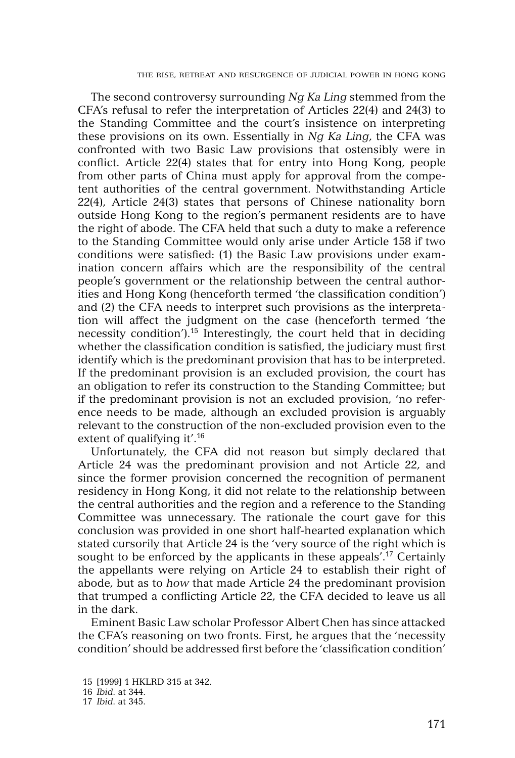The second controversy surrounding *Ng Ka Ling* stemmed from the CFA's refusal to refer the interpretation of Articles 22(4) and 24(3) to the Standing Committee and the court's insistence on interpreting these provisions on its own. Essentially in *Ng Ka Ling*, the CFA was confronted with two Basic Law provisions that ostensibly were in conflict. Article 22(4) states that for entry into Hong Kong, people from other parts of China must apply for approval from the competent authorities of the central government. Notwithstanding Article 22(4), Article 24(3) states that persons of Chinese nationality born outside Hong Kong to the region's permanent residents are to have the right of abode. The CFA held that such a duty to make a reference to the Standing Committee would only arise under Article 158 if two conditions were satisfied: (1) the Basic Law provisions under examination concern affairs which are the responsibility of the central people's government or the relationship between the central authorities and Hong Kong (henceforth termed 'the classification condition') and (2) the CFA needs to interpret such provisions as the interpretation will affect the judgment on the case (henceforth termed 'the necessity condition').[15] Interestingly, the court held that in deciding whether the classification condition is satisfied, the judiciary must first identify which is the predominant provision that has to be interpreted. If the predominant provision is an excluded provision, the court has an obligation to refer its construction to the Standing Committee; but if the predominant provision is not an excluded provision, 'no reference needs to be made, although an excluded provision is arguably relevant to the construction of the non-excluded provision even to the extent of qualifying it'.[16]

Unfortunately, the CFA did not reason but simply declared that Article 24 was the predominant provision and not Article 22, and since the former provision concerned the recognition of permanent residency in Hong Kong, it did not relate to the relationship between the central authorities and the region and a reference to the Standing Committee was unnecessary. The rationale the court gave for this conclusion was provided in one short half-hearted explanation which stated cursorily that Article 24 is the 'very source of the right which is sought to be enforced by the applicants in these appeals'.[17] Certainly the appellants were relying on Article 24 to establish their right of abode, but as to *how* that made Article 24 the predominant provision that trumped a conflicting Article 22, the CFA decided to leave us all in the dark.

Eminent Basic Law scholar Professor Albert Chen has since attacked the CFA's reasoning on two fronts. First, he argues that the 'necessity condition' should be addressed first before the 'classification condition'

15 [1999] 1 HKLRD 315 at 342.

16 *Ibid.* at 344.

17 *Ibid.* at 345.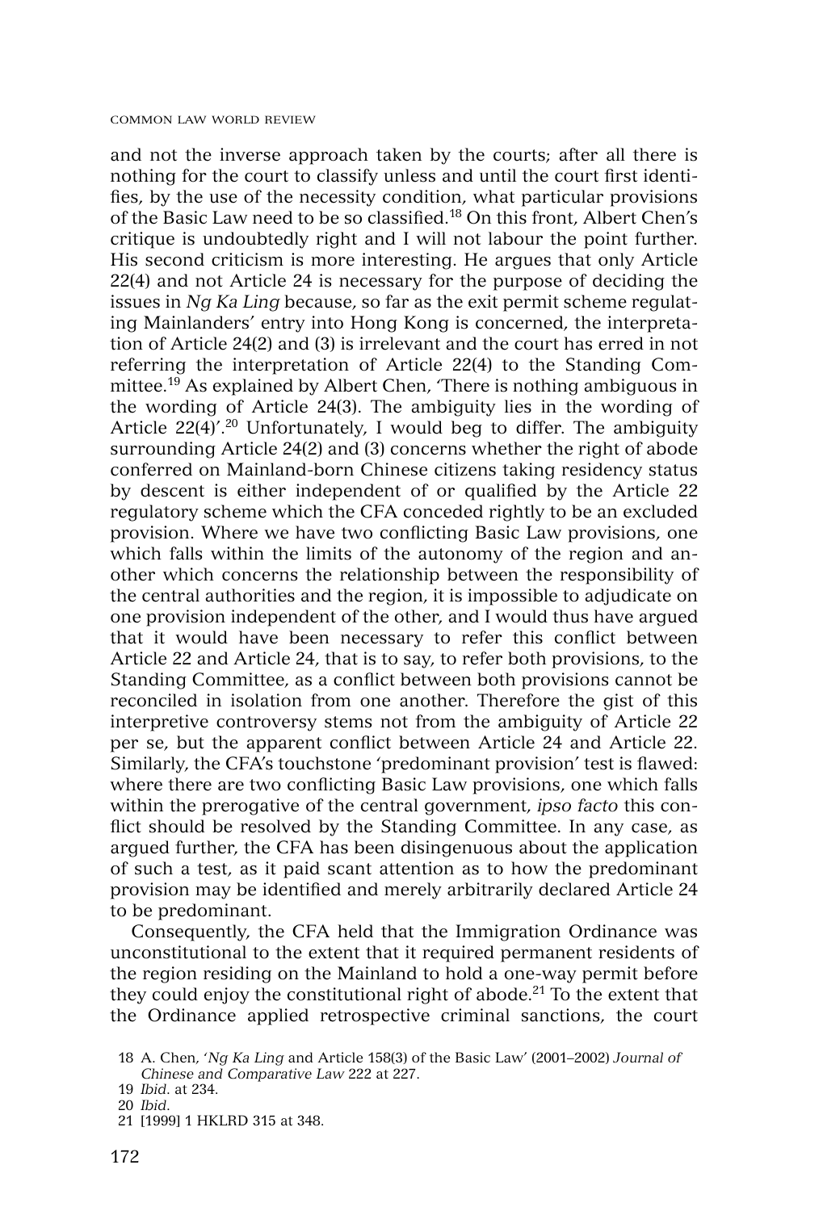and not the inverse approach taken by the courts; after all there is nothing for the court to classify unless and until the court first identifies, by the use of the necessity condition, what particular provisions of the Basic Law need to be so classified.[18] On this front, Albert Chen's critique is undoubtedly right and I will not labour the point further. His second criticism is more interesting. He argues that only Article 22(4) and not Article 24 is necessary for the purpose of deciding the issues in *Ng Ka Ling* because, so far as the exit permit scheme regulating Mainlanders' entry into Hong Kong is concerned, the interpretation of Article 24(2) and (3) is irrelevant and the court has erred in not referring the interpretation of Article 22(4) to the Standing Committee.[19] As explained by Albert Chen, 'There is nothing ambiguous in the wording of Article 24(3). The ambiguity lies in the wording of Article 22(4)'.[20] Unfortunately, I would beg to differ. The ambiguity surrounding Article 24(2) and (3) concerns whether the right of abode conferred on Mainland-born Chinese citizens taking residency status by descent is either independent of or qualified by the Article 22 regulatory scheme which the CFA conceded rightly to be an excluded provision. Where we have two conflicting Basic Law provisions, one which falls within the limits of the autonomy of the region and another which concerns the relationship between the responsibility of the central authorities and the region, it is impossible to adjudicate on one provision independent of the other, and I would thus have argued that it would have been necessary to refer this conflict between Article 22 and Article 24, that is to say, to refer both provisions, to the Standing Committee, as a conflict between both provisions cannot be reconciled in isolation from one another. Therefore the gist of this interpretive controversy stems not from the ambiguity of Article 22 per se, but the apparent conflict between Article 24 and Article 22. Similarly, the CFA's touchstone 'predominant provision' test is flawed: where there are two conflicting Basic Law provisions, one which falls within the prerogative of the central government, *ipso facto* this conflict should be resolved by the Standing Committee. In any case, as argued further, the CFA has been disingenuous about the application of such a test, as it paid scant attention as to how the predominant provision may be identified and merely arbitrarily declared Article 24 to be predominant.

Consequently, the CFA held that the Immigration Ordinance was unconstitutional to the extent that it required permanent residents of the region residing on the Mainland to hold a one-way permit before they could enjoy the constitutional right of abode.[21] To the extent that the Ordinance applied retrospective criminal sanctions, the court

18 A. Chen, '*Ng Ka Ling* and Article 158(3) of the Basic Law' (2001–2002) *Journal of Chinese and Comparative Law* 222 at 227.

19 *Ibid.* at 234.

20 *Ibid.*

21 [1999] 1 HKLRD 315 at 348.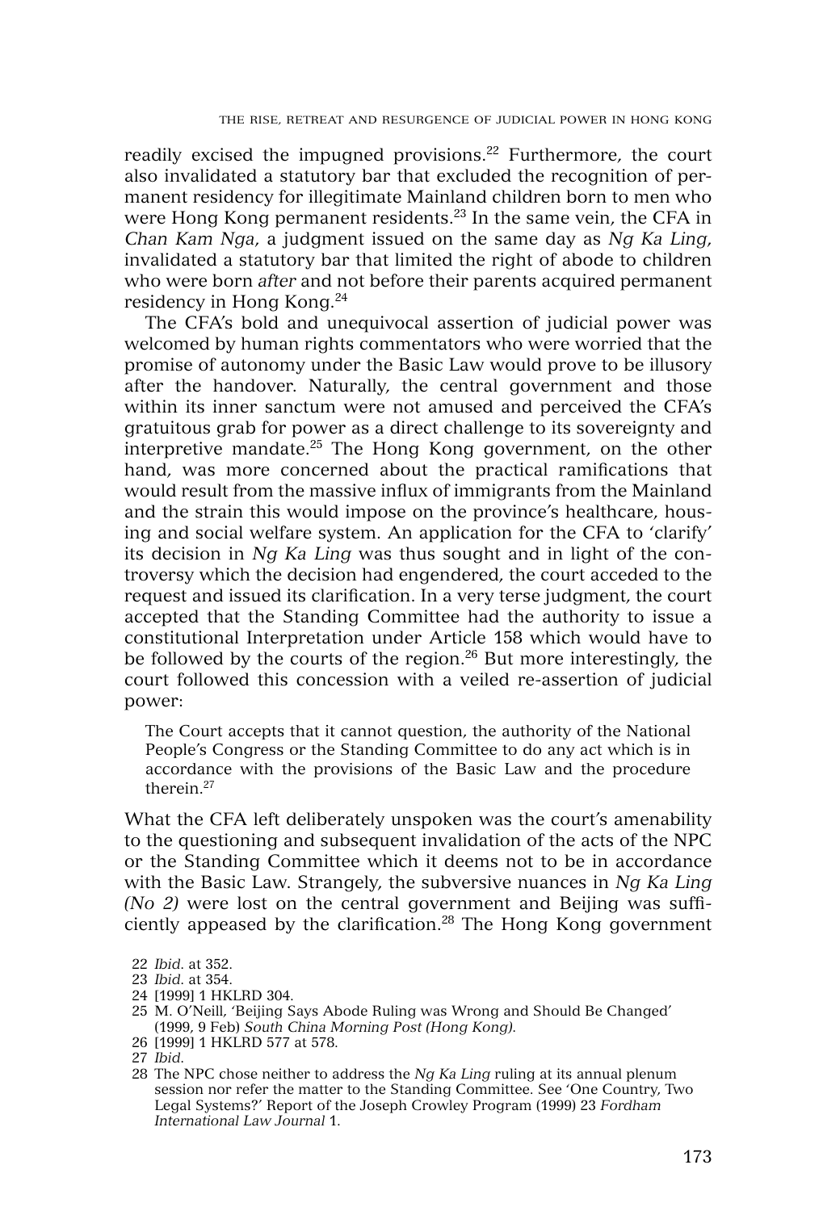readily excised the impugned provisions.[22] Furthermore, the court also invalidated a statutory bar that excluded the recognition of permanent residency for illegitimate Mainland children born to men who were Hong Kong permanent residents.[23] In the same vein, the CFA in *Chan Kam Nga*, a judgment issued on the same day as *Ng Ka Ling*, invalidated a statutory bar that limited the right of abode to children who were born *after* and not before their parents acquired permanent residency in Hong Kong.[24]

The CFA's bold and unequivocal assertion of judicial power was welcomed by human rights commentators who were worried that the promise of autonomy under the Basic Law would prove to be illusory after the handover. Naturally, the central government and those within its inner sanctum were not amused and perceived the CFA's gratuitous grab for power as a direct challenge to its sovereignty and interpretive mandate.[25] The Hong Kong government, on the other hand, was more concerned about the practical ramifications that would result from the massive influx of immigrants from the Mainland and the strain this would impose on the province's healthcare, housing and social welfare system. An application for the CFA to 'clarify' its decision in *Ng Ka Ling* was thus sought and in light of the controversy which the decision had engendered, the court acceded to the request and issued its clarification. In a very terse judgment, the court accepted that the Standing Committee had the authority to issue a constitutional Interpretation under Article 158 which would have to be followed by the courts of the region.[26] But more interestingly, the court followed this concession with a veiled re-assertion of judicial power:

> The Court accepts that it cannot question, the authority of the National People's Congress or the Standing Committee to do any act which is in accordance with the provisions of the Basic Law and the procedure therein.[27]

What the CFA left deliberately unspoken was the court's amenability to the questioning and subsequent invalidation of the acts of the NPC or the Standing Committee which it deems not to be in accordance with the Basic Law. Strangely, the subversive nuances in *Ng Ka Ling (No 2)* were lost on the central government and Beijing was sufficiently appeased by the clarification.[28] The Hong Kong government

22 *Ibid.* at 352.

23 *Ibid.* at 354.

24 [1999] 1 HKLRD 304.

25 M. O'Neill, 'Beijing Says Abode Ruling was Wrong and Should Be Changed' (1999, 9 Feb) *South China Morning Post (Hong Kong).*

26 [1999] 1 HKLRD 577 at 578.

27 *Ibid.*

28 The NPC chose neither to address the *Ng Ka Ling* ruling at its annual plenum session nor refer the matter to the Standing Committee. See 'One Country, Two Legal Systems?' Report of the Joseph Crowley Program (1999) 23 *Fordham International Law Journal* 1.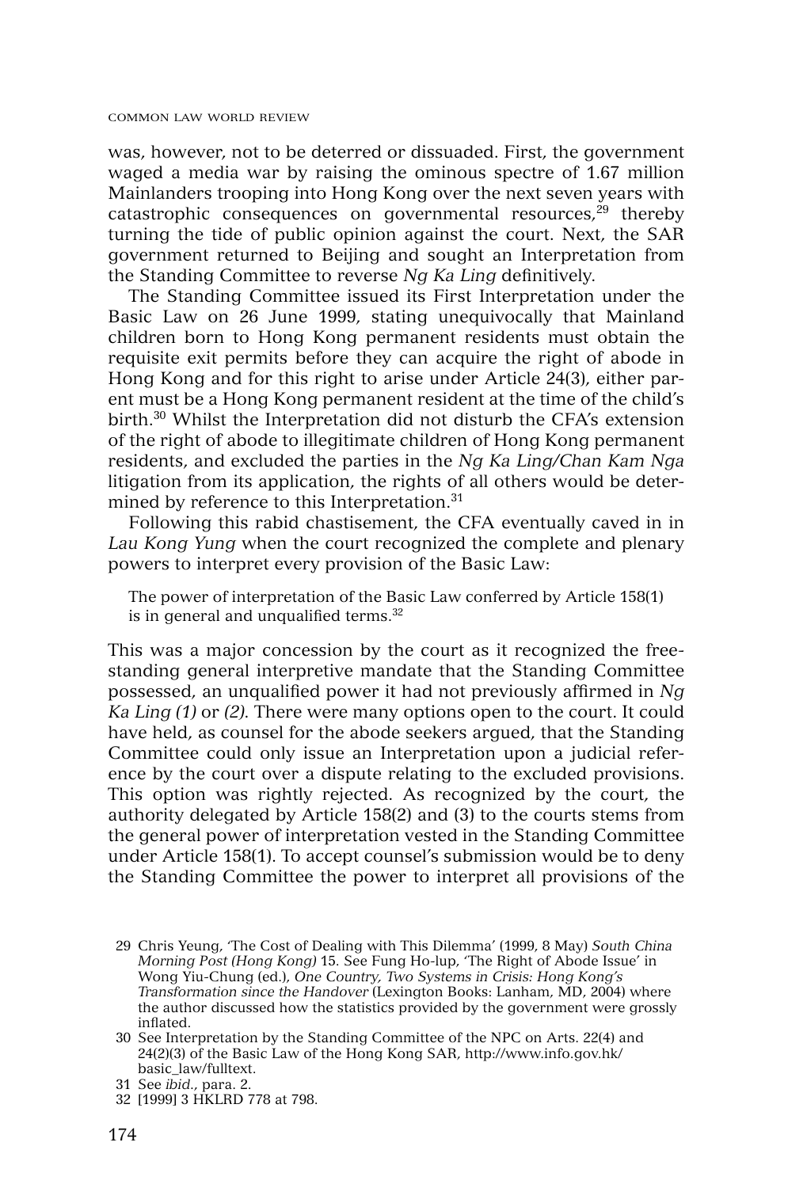was, however, not to be deterred or dissuaded. First, the government waged a media war by raising the ominous spectre of 1.67 million Mainlanders trooping into Hong Kong over the next seven years with catastrophic consequences on governmental resources,[29] thereby turning the tide of public opinion against the court. Next, the SAR government returned to Beijing and sought an Interpretation from the Standing Committee to reverse *Ng Ka Ling* definitively.

The Standing Committee issued its First Interpretation under the Basic Law on 26 June 1999, stating unequivocally that Mainland children born to Hong Kong permanent residents must obtain the requisite exit permits before they can acquire the right of abode in Hong Kong and for this right to arise under Article 24(3), either parent must be a Hong Kong permanent resident at the time of the child's birth.[30] Whilst the Interpretation did not disturb the CFA's extension of the right of abode to illegitimate children of Hong Kong permanent residents, and excluded the parties in the *Ng Ka Ling/Chan Kam Nga* litigation from its application, the rights of all others would be determined by reference to this Interpretation.[31]

Following this rabid chastisement, the CFA eventually caved in in *Lau Kong Yung* when the court recognized the complete and plenary powers to interpret every provision of the Basic Law:

> The power of interpretation of the Basic Law conferred by Article 158(1) is in general and unqualified terms.[32]

This was a major concession by the court as it recognized the free-standing general interpretive mandate that the Standing Committee possessed, an unqualified power it had not previously affirmed in *Ng Ka Ling (1)* or *(2)*. There were many options open to the court. It could have held, as counsel for the abode seekers argued, that the Standing Committee could only issue an Interpretation upon a judicial reference by the court over a dispute relating to the excluded provisions. This option was rightly rejected. As recognized by the court, the authority delegated by Article 158(2) and (3) to the courts stems from the general power of interpretation vested in the Standing Committee under Article 158(1). To accept counsel's submission would be to deny the Standing Committee the power to interpret all provisions of the

---

29 Chris Yeung, 'The Cost of Dealing with This Dilemma' (1999, 8 May) *South China Morning Post (Hong Kong)* 15. See Fung Ho-lup, 'The Right of Abode Issue' in Wong Yiu-Chung (ed.), *One Country, Two Systems in Crisis: Hong Kong's Transformation since the Handover* (Lexington Books: Lanham, MD, 2004) where the author discussed how the statistics provided by the government were grossly inflated.

30 See Interpretation by the Standing Committee of the NPC on Arts. 22(4) and 24(2)(3) of the Basic Law of the Hong Kong SAR, http://www.info.gov.hk/basic_law/fulltext.

31 See *ibid.*, para. 2.

32 [1999] 3 HKLRD 778 at 798.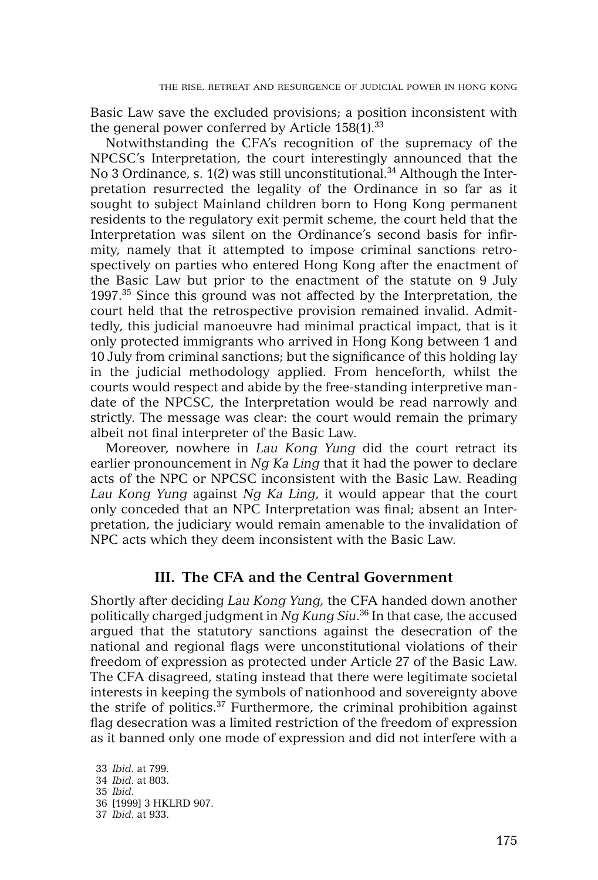Basic Law save the excluded provisions; a position inconsistent with the general power conferred by Article 158(1).[33]

Notwithstanding the CFA's recognition of the supremacy of the NPCSC's Interpretation, the court interestingly announced that the No 3 Ordinance, s. 1(2) was still unconstitutional.[34] Although the Interpretation resurrected the legality of the Ordinance in so far as it sought to subject Mainland children born to Hong Kong permanent residents to the regulatory exit permit scheme, the court held that the Interpretation was silent on the Ordinance's second basis for infirmity, namely that it attempted to impose criminal sanctions retrospectively on parties who entered Hong Kong after the enactment of the Basic Law but prior to the enactment of the statute on 9 July 1997.[35] Since this ground was not affected by the Interpretation, the court held that the retrospective provision remained invalid. Admittedly, this judicial manoeuvre had minimal practical impact, that is it only protected immigrants who arrived in Hong Kong between 1 and 10 July from criminal sanctions; but the significance of this holding lay in the judicial methodology applied. From henceforth, whilst the courts would respect and abide by the free-standing interpretive mandate of the NPCSC, the Interpretation would be read narrowly and strictly. The message was clear: the court would remain the primary albeit not final interpreter of the Basic Law.

Moreover, nowhere in *Lau Kong Yung* did the court retract its earlier pronouncement in *Ng Ka Ling* that it had the power to declare acts of the NPC or NPCSC inconsistent with the Basic Law. Reading *Lau Kong Yung* against *Ng Ka Ling*, it would appear that the court only conceded that an NPC Interpretation was final; absent an Interpretation, the judiciary would remain amenable to the invalidation of NPC acts which they deem inconsistent with the Basic Law.

## III. The CFA and the Central Government

Shortly after deciding *Lau Kong Yung,* the CFA handed down another politically charged judgment in *Ng Kung Siu*.[36] In that case, the accused argued that the statutory sanctions against the desecration of the national and regional flags were unconstitutional violations of their freedom of expression as protected under Article 27 of the Basic Law. The CFA disagreed, stating instead that there were legitimate societal interests in keeping the symbols of nationhood and sovereignty above the strife of politics.[37] Furthermore, the criminal prohibition against flag desecration was a limited restriction of the freedom of expression as it banned only one mode of expression and did not interfere with a

33 *Ibid.* at 799.
34 *Ibid.* at 803.
35 *Ibid.*
36 [1999] 3 HKLRD 907.
37 *Ibid.* at 933.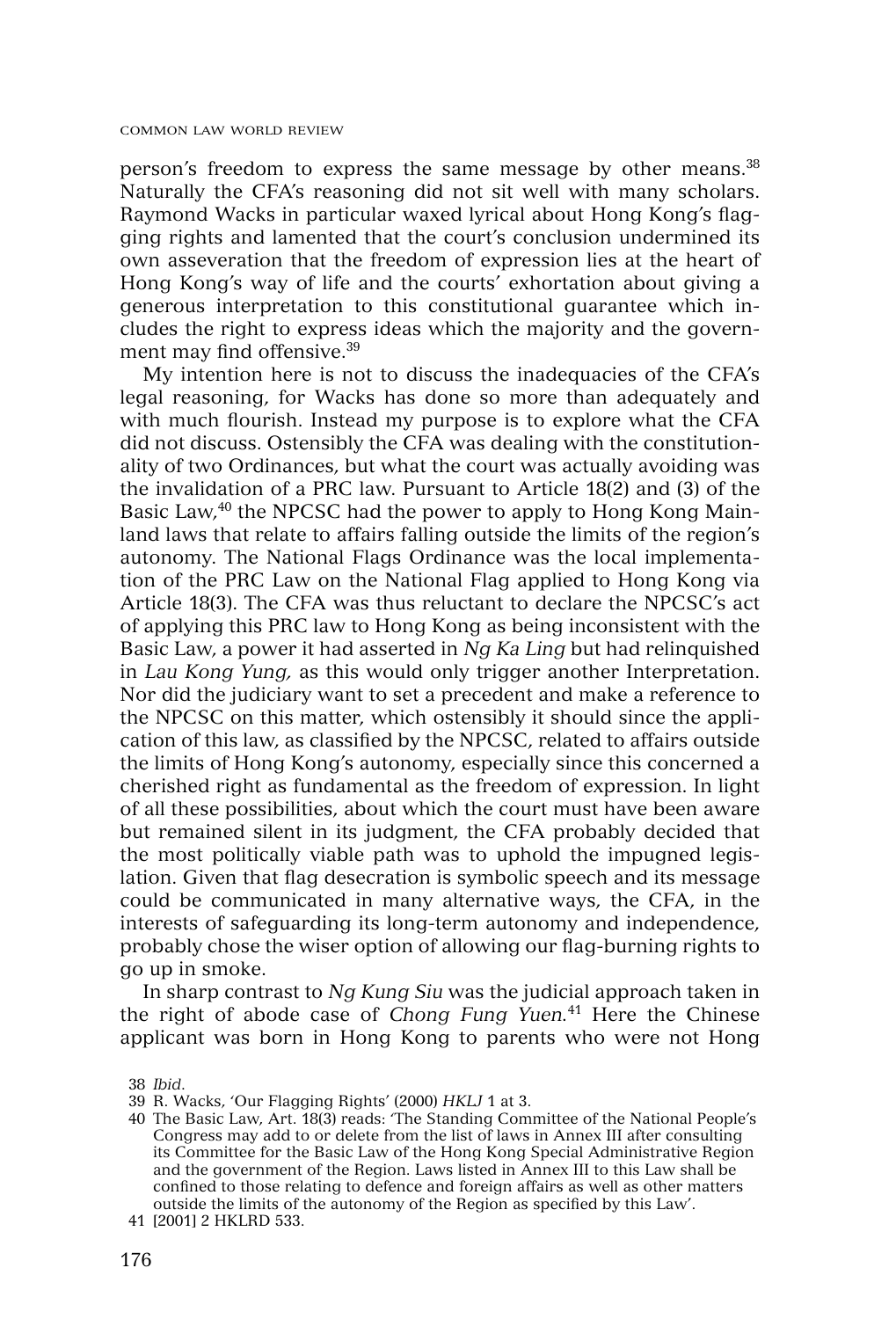person's freedom to express the same message by other means.[38] Naturally the CFA's reasoning did not sit well with many scholars. Raymond Wacks in particular waxed lyrical about Hong Kong's flagging rights and lamented that the court's conclusion undermined its own asseveration that the freedom of expression lies at the heart of Hong Kong's way of life and the courts' exhortation about giving a generous interpretation to this constitutional guarantee which includes the right to express ideas which the majority and the government may find offensive.[39]

My intention here is not to discuss the inadequacies of the CFA's legal reasoning, for Wacks has done so more than adequately and with much flourish. Instead my purpose is to explore what the CFA did not discuss. Ostensibly the CFA was dealing with the constitutionality of two Ordinances, but what the court was actually avoiding was the invalidation of a PRC law. Pursuant to Article 18(2) and (3) of the Basic Law,[40] the NPCSC had the power to apply to Hong Kong Mainland laws that relate to affairs falling outside the limits of the region's autonomy. The National Flags Ordinance was the local implementation of the PRC Law on the National Flag applied to Hong Kong via Article 18(3). The CFA was thus reluctant to declare the NPCSC's act of applying this PRC law to Hong Kong as being inconsistent with the Basic Law, a power it had asserted in *Ng Ka Ling* but had relinquished in *Lau Kong Yung,* as this would only trigger another Interpretation. Nor did the judiciary want to set a precedent and make a reference to the NPCSC on this matter, which ostensibly it should since the application of this law, as classified by the NPCSC, related to affairs outside the limits of Hong Kong's autonomy, especially since this concerned a cherished right as fundamental as the freedom of expression. In light of all these possibilities, about which the court must have been aware but remained silent in its judgment, the CFA probably decided that the most politically viable path was to uphold the impugned legislation. Given that flag desecration is symbolic speech and its message could be communicated in many alternative ways, the CFA, in the interests of safeguarding its long-term autonomy and independence, probably chose the wiser option of allowing our flag-burning rights to go up in smoke.

In sharp contrast to *Ng Kung Siu* was the judicial approach taken in the right of abode case of *Chong Fung Yuen*.[41] Here the Chinese applicant was born in Hong Kong to parents who were not Hong

38 *Ibid*.

39 R. Wacks, 'Our Flagging Rights' (2000) *HKLJ* 1 at 3.

40 The Basic Law, Art. 18(3) reads: 'The Standing Committee of the National People's Congress may add to or delete from the list of laws in Annex III after consulting its Committee for the Basic Law of the Hong Kong Special Administrative Region and the government of the Region. Laws listed in Annex III to this Law shall be confined to those relating to defence and foreign affairs as well as other matters outside the limits of the autonomy of the Region as specified by this Law'.

41 [2001] 2 HKLRD 533.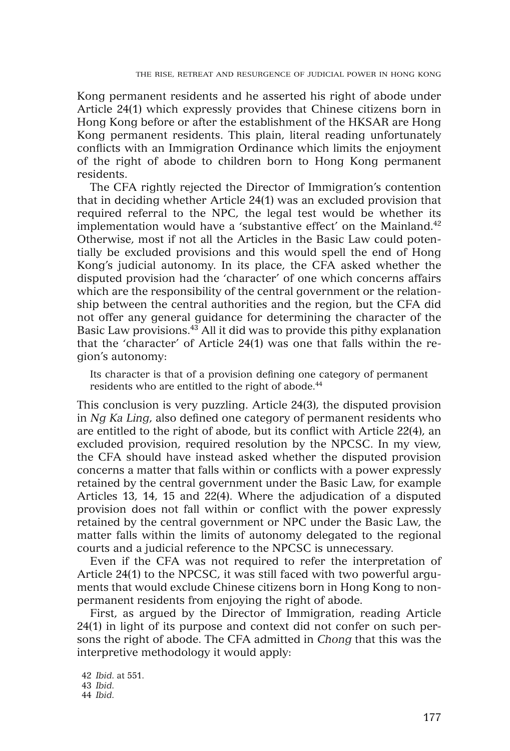Kong permanent residents and he asserted his right of abode under Article 24(1) which expressly provides that Chinese citizens born in Hong Kong before or after the establishment of the HKSAR are Hong Kong permanent residents. This plain, literal reading unfortunately conflicts with an Immigration Ordinance which limits the enjoyment of the right of abode to children born to Hong Kong permanent residents.

The CFA rightly rejected the Director of Immigration's contention that in deciding whether Article 24(1) was an excluded provision that required referral to the NPC, the legal test would be whether its implementation would have a 'substantive effect' on the Mainland.[42] Otherwise, most if not all the Articles in the Basic Law could potentially be excluded provisions and this would spell the end of Hong Kong's judicial autonomy. In its place, the CFA asked whether the disputed provision had the 'character' of one which concerns affairs which are the responsibility of the central government or the relationship between the central authorities and the region, but the CFA did not offer any general guidance for determining the character of the Basic Law provisions.[43] All it did was to provide this pithy explanation that the 'character' of Article 24(1) was one that falls within the region's autonomy:

> Its character is that of a provision defining one category of permanent residents who are entitled to the right of abode.[44]

This conclusion is very puzzling. Article 24(3), the disputed provision in *Ng Ka Ling*, also defined one category of permanent residents who are entitled to the right of abode, but its conflict with Article 22(4), an excluded provision, required resolution by the NPCSC. In my view, the CFA should have instead asked whether the disputed provision concerns a matter that falls within or conflicts with a power expressly retained by the central government under the Basic Law, for example Articles 13, 14, 15 and 22(4). Where the adjudication of a disputed provision does not fall within or conflict with the power expressly retained by the central government or NPC under the Basic Law, the matter falls within the limits of autonomy delegated to the regional courts and a judicial reference to the NPCSC is unnecessary.

Even if the CFA was not required to refer the interpretation of Article 24(1) to the NPCSC, it was still faced with two powerful arguments that would exclude Chinese citizens born in Hong Kong to non-permanent residents from enjoying the right of abode.

First, as argued by the Director of Immigration, reading Article 24(1) in light of its purpose and context did not confer on such persons the right of abode. The CFA admitted in *Chong* that this was the interpretive methodology it would apply:

42 *Ibid.* at 551.
43 *Ibid.*
44 *Ibid.*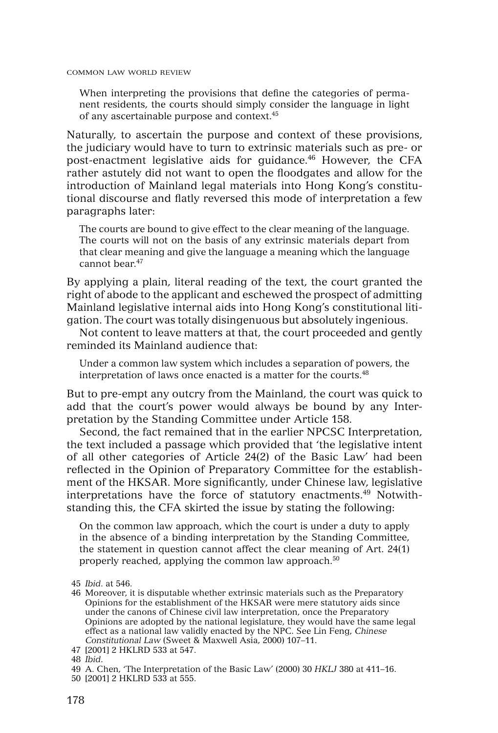> When interpreting the provisions that define the categories of permanent residents, the courts should simply consider the language in light of any ascertainable purpose and context.[45]

Naturally, to ascertain the purpose and context of these provisions, the judiciary would have to turn to extrinsic materials such as pre- or post-enactment legislative aids for guidance.[46] However, the CFA rather astutely did not want to open the floodgates and allow for the introduction of Mainland legal materials into Hong Kong's constitutional discourse and flatly reversed this mode of interpretation a few paragraphs later:

> The courts are bound to give effect to the clear meaning of the language. The courts will not on the basis of any extrinsic materials depart from that clear meaning and give the language a meaning which the language cannot bear.[47]

By applying a plain, literal reading of the text, the court granted the right of abode to the applicant and eschewed the prospect of admitting Mainland legislative internal aids into Hong Kong's constitutional litigation. The court was totally disingenuous but absolutely ingenious.

Not content to leave matters at that, the court proceeded and gently reminded its Mainland audience that:

> Under a common law system which includes a separation of powers, the interpretation of laws once enacted is a matter for the courts.[48]

But to pre-empt any outcry from the Mainland, the court was quick to add that the court's power would always be bound by any Interpretation by the Standing Committee under Article 158.

Second, the fact remained that in the earlier NPCSC Interpretation, the text included a passage which provided that 'the legislative intent of all other categories of Article 24(2) of the Basic Law' had been reflected in the Opinion of Preparatory Committee for the establishment of the HKSAR. More significantly, under Chinese law, legislative interpretations have the force of statutory enactments.[49] Notwithstanding this, the CFA skirted the issue by stating the following:

> On the common law approach, which the court is under a duty to apply in the absence of a binding interpretation by the Standing Committee, the statement in question cannot affect the clear meaning of Art. 24(1) properly reached, applying the common law approach.[50]

45 *Ibid.* at 546.

46 Moreover, it is disputable whether extrinsic materials such as the Preparatory Opinions for the establishment of the HKSAR were mere statutory aids since under the canons of Chinese civil law interpretation, once the Preparatory Opinions are adopted by the national legislature, they would have the same legal effect as a national law validly enacted by the NPC. See Lin Feng, *Chinese Constitutional Law* (Sweet & Maxwell Asia, 2000) 107–11.

47 [2001] 2 HKLRD 533 at 547.

48 *Ibid.*

49 A. Chen, 'The Interpretation of the Basic Law' (2000) 30 *HKLJ* 380 at 411–16.

50 [2001] 2 HKLRD 533 at 555.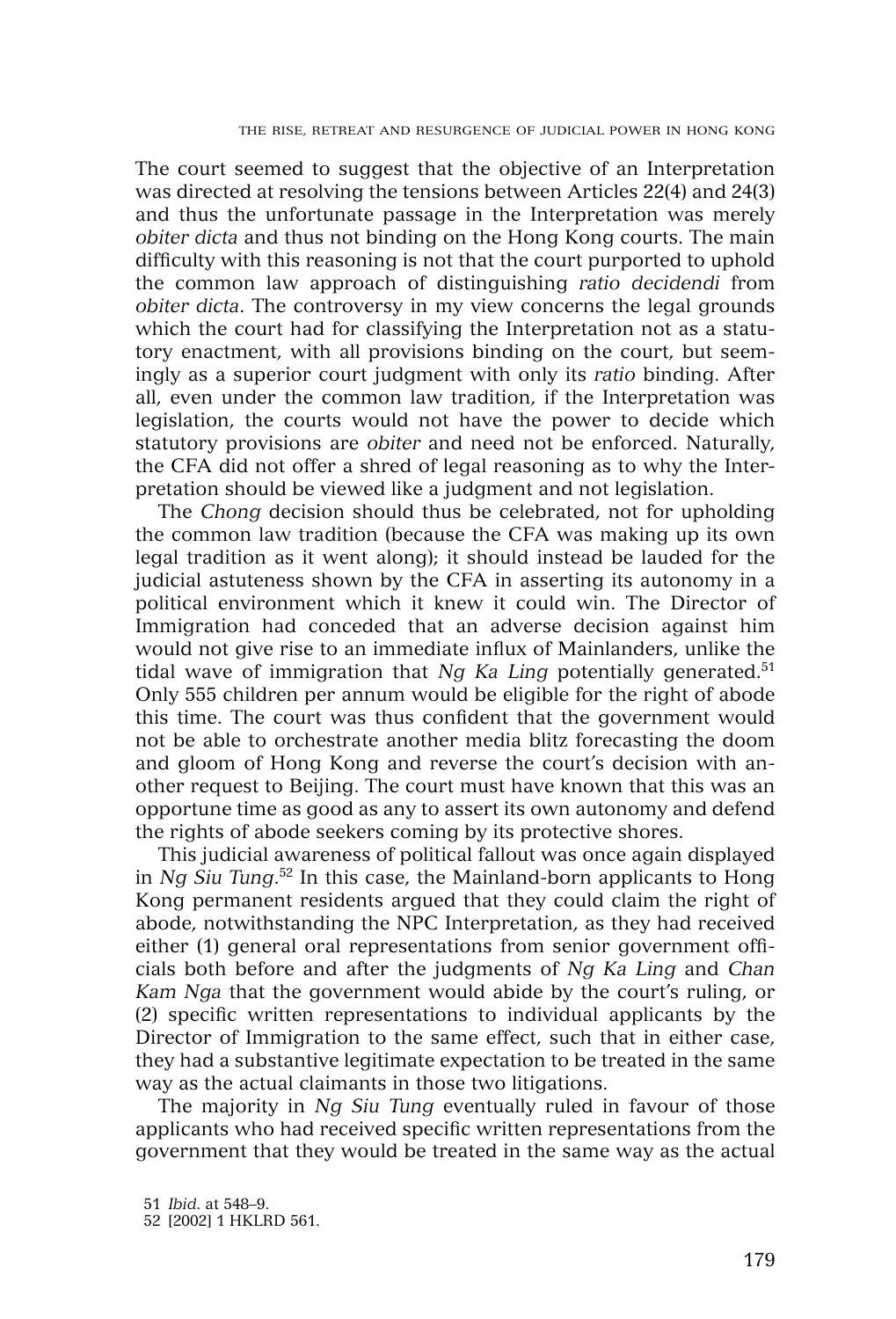The court seemed to suggest that the objective of an Interpretation was directed at resolving the tensions between Articles 22(4) and 24(3) and thus the unfortunate passage in the Interpretation was merely *obiter dicta* and thus not binding on the Hong Kong courts. The main difficulty with this reasoning is not that the court purported to uphold the common law approach of distinguishing *ratio decidendi* from *obiter dicta*. The controversy in my view concerns the legal grounds which the court had for classifying the Interpretation not as a statutory enactment, with all provisions binding on the court, but seemingly as a superior court judgment with only its *ratio* binding. After all, even under the common law tradition, if the Interpretation was legislation, the courts would not have the power to decide which statutory provisions are *obiter* and need not be enforced. Naturally, the CFA did not offer a shred of legal reasoning as to why the Interpretation should be viewed like a judgment and not legislation.

The *Chong* decision should thus be celebrated, not for upholding the common law tradition (because the CFA was making up its own legal tradition as it went along); it should instead be lauded for the judicial astuteness shown by the CFA in asserting its autonomy in a political environment which it knew it could win. The Director of Immigration had conceded that an adverse decision against him would not give rise to an immediate influx of Mainlanders, unlike the tidal wave of immigration that *Ng Ka Ling* potentially generated.[51] Only 555 children per annum would be eligible for the right of abode this time. The court was thus confident that the government would not be able to orchestrate another media blitz forecasting the doom and gloom of Hong Kong and reverse the court's decision with another request to Beijing. The court must have known that this was an opportune time as good as any to assert its own autonomy and defend the rights of abode seekers coming by its protective shores.

This judicial awareness of political fallout was once again displayed in *Ng Siu Tung*.[52] In this case, the Mainland-born applicants to Hong Kong permanent residents argued that they could claim the right of abode, notwithstanding the NPC Interpretation, as they had received either (1) general oral representations from senior government officials both before and after the judgments of *Ng Ka Ling* and *Chan Kam Nga* that the government would abide by the court's ruling, or (2) specific written representations to individual applicants by the Director of Immigration to the same effect, such that in either case, they had a substantive legitimate expectation to be treated in the same way as the actual claimants in those two litigations.

The majority in *Ng Siu Tung* eventually ruled in favour of those applicants who had received specific written representations from the government that they would be treated in the same way as the actual

51 *Ibid.* at 548–9.
52 [2002] 1 HKLRD 561.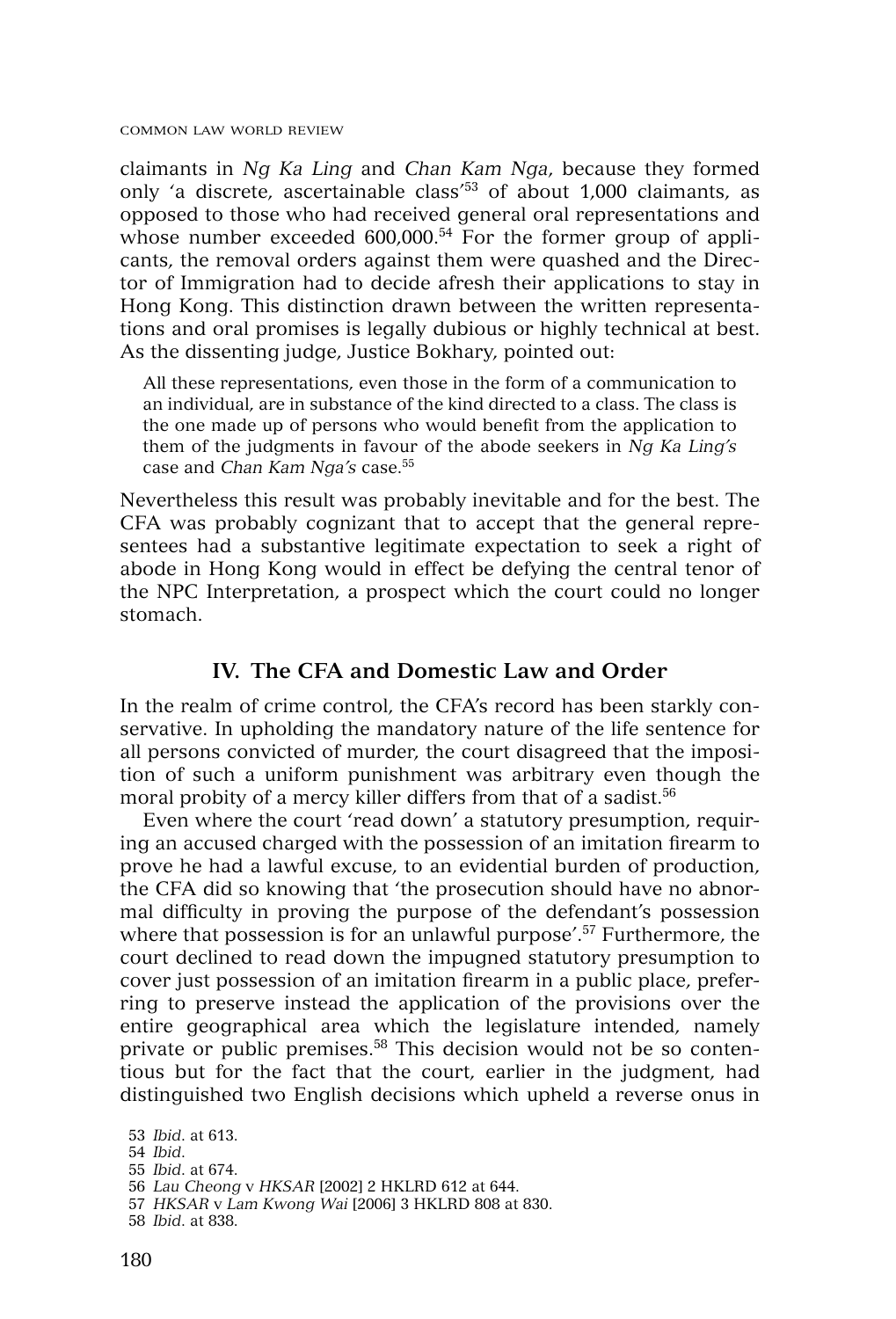claimants in *Ng Ka Ling* and *Chan Kam Nga*, because they formed only 'a discrete, ascertainable class'[53] of about 1,000 claimants, as opposed to those who had received general oral representations and whose number exceeded 600,000.[54] For the former group of applicants, the removal orders against them were quashed and the Director of Immigration had to decide afresh their applications to stay in Hong Kong. This distinction drawn between the written representations and oral promises is legally dubious or highly technical at best. As the dissenting judge, Justice Bokhary, pointed out:

> All these representations, even those in the form of a communication to an individual, are in substance of the kind directed to a class. The class is the one made up of persons who would benefit from the application to them of the judgments in favour of the abode seekers in *Ng Ka Ling's* case and *Chan Kam Nga's* case.[55]

Nevertheless this result was probably inevitable and for the best. The CFA was probably cognizant that to accept that the general representees had a substantive legitimate expectation to seek a right of abode in Hong Kong would in effect be defying the central tenor of the NPC Interpretation, a prospect which the court could no longer stomach.

## IV. The CFA and Domestic Law and Order

In the realm of crime control, the CFA's record has been starkly conservative. In upholding the mandatory nature of the life sentence for all persons convicted of murder, the court disagreed that the imposition of such a uniform punishment was arbitrary even though the moral probity of a mercy killer differs from that of a sadist.[56]

Even where the court 'read down' a statutory presumption, requiring an accused charged with the possession of an imitation firearm to prove he had a lawful excuse, to an evidential burden of production, the CFA did so knowing that 'the prosecution should have no abnormal difficulty in proving the purpose of the defendant's possession where that possession is for an unlawful purpose'.[57] Furthermore, the court declined to read down the impugned statutory presumption to cover just possession of an imitation firearm in a public place, preferring to preserve instead the application of the provisions over the entire geographical area which the legislature intended, namely private or public premises.[58] This decision would not be so contentious but for the fact that the court, earlier in the judgment, had distinguished two English decisions which upheld a reverse onus in

53 *Ibid.* at 613.
54 *Ibid.*
55 *Ibid.* at 674.
56 *Lau Cheong* v *HKSAR* [2002] 2 HKLRD 612 at 644.
57 *HKSAR* v *Lam Kwong Wai* [2006] 3 HKLRD 808 at 830.
58 *Ibid.* at 838.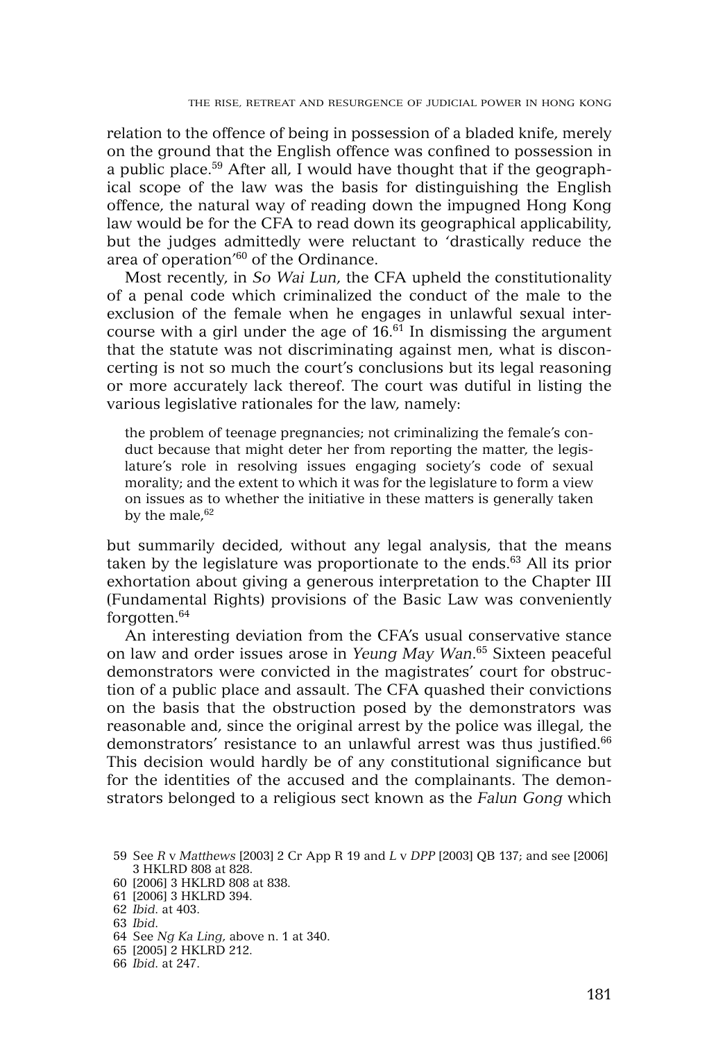relation to the offence of being in possession of a bladed knife, merely on the ground that the English offence was confined to possession in a public place.[59] After all, I would have thought that if the geographical scope of the law was the basis for distinguishing the English offence, the natural way of reading down the impugned Hong Kong law would be for the CFA to read down its geographical applicability, but the judges admittedly were reluctant to 'drastically reduce the area of operation'[60] of the Ordinance.

Most recently, in *So Wai Lun*, the CFA upheld the constitutionality of a penal code which criminalized the conduct of the male to the exclusion of the female when he engages in unlawful sexual intercourse with a girl under the age of 16.[61] In dismissing the argument that the statute was not discriminating against men, what is disconcerting is not so much the court's conclusions but its legal reasoning or more accurately lack thereof. The court was dutiful in listing the various legislative rationales for the law, namely:

> the problem of teenage pregnancies; not criminalizing the female's conduct because that might deter her from reporting the matter, the legislature's role in resolving issues engaging society's code of sexual morality; and the extent to which it was for the legislature to form a view on issues as to whether the initiative in these matters is generally taken by the male,[62]

but summarily decided, without any legal analysis, that the means taken by the legislature was proportionate to the ends.[63] All its prior exhortation about giving a generous interpretation to the Chapter III (Fundamental Rights) provisions of the Basic Law was conveniently forgotten.[64]

An interesting deviation from the CFA's usual conservative stance on law and order issues arose in *Yeung May Wan*.[65] Sixteen peaceful demonstrators were convicted in the magistrates' court for obstruction of a public place and assault. The CFA quashed their convictions on the basis that the obstruction posed by the demonstrators was reasonable and, since the original arrest by the police was illegal, the demonstrators' resistance to an unlawful arrest was thus justified.[66] This decision would hardly be of any constitutional significance but for the identities of the accused and the complainants. The demonstrators belonged to a religious sect known as the *Falun Gong* which

59 See *R* v *Matthews* [2003] 2 Cr App R 19 and *L* v *DPP* [2003] QB 137; and see [2006] 3 HKLRD 808 at 828.

60 [2006] 3 HKLRD 808 at 838.

61 [2006] 3 HKLRD 394.

62 *Ibid.* at 403.

63 *Ibid.*

64 See *Ng Ka Ling*, above n. 1 at 340.

65 [2005] 2 HKLRD 212.

66 *Ibid.* at 247.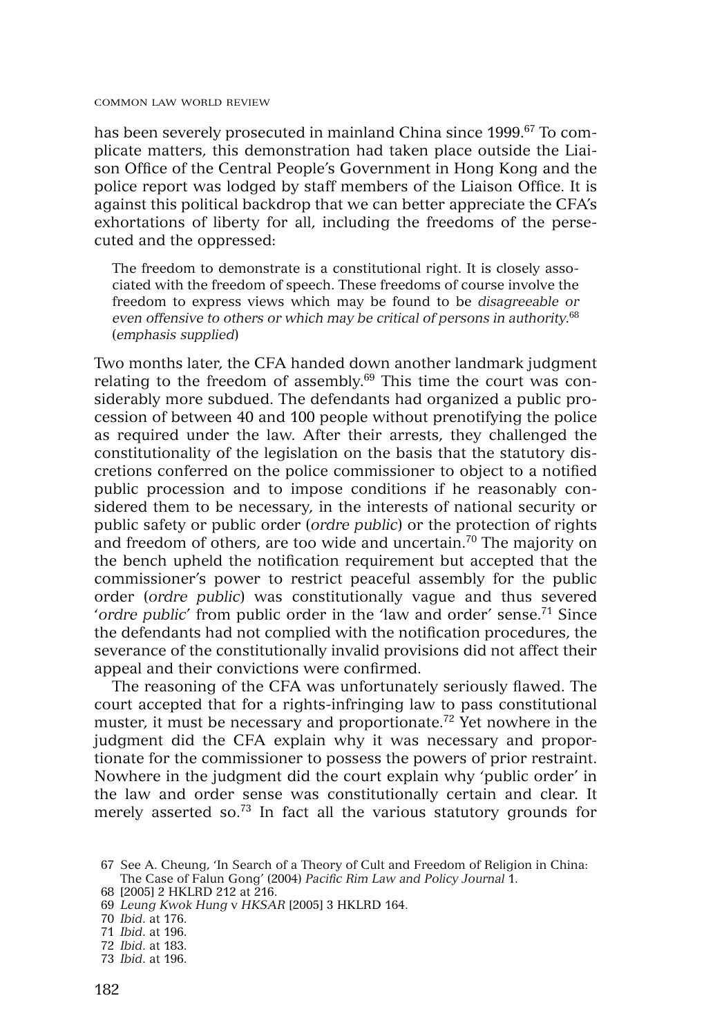has been severely prosecuted in mainland China since 1999.[67] To complicate matters, this demonstration had taken place outside the Liaison Office of the Central People's Government in Hong Kong and the police report was lodged by staff members of the Liaison Office. It is against this political backdrop that we can better appreciate the CFA's exhortations of liberty for all, including the freedoms of the persecuted and the oppressed:

> The freedom to demonstrate is a constitutional right. It is closely associated with the freedom of speech. These freedoms of course involve the freedom to express views which may be found to be *disagreeable or even offensive to others or which may be critical of persons in authority*.[68] (*emphasis supplied*)

Two months later, the CFA handed down another landmark judgment relating to the freedom of assembly.[69] This time the court was considerably more subdued. The defendants had organized a public procession of between 40 and 100 people without prenotifying the police as required under the law. After their arrests, they challenged the constitutionality of the legislation on the basis that the statutory discretions conferred on the police commissioner to object to a notified public procession and to impose conditions if he reasonably considered them to be necessary, in the interests of national security or public safety or public order (*ordre public*) or the protection of rights and freedom of others, are too wide and uncertain.[70] The majority on the bench upheld the notification requirement but accepted that the commissioner's power to restrict peaceful assembly for the public order (*ordre public*) was constitutionally vague and thus severed '*ordre public*' from public order in the 'law and order' sense.[71] Since the defendants had not complied with the notification procedures, the severance of the constitutionally invalid provisions did not affect their appeal and their convictions were confirmed.

The reasoning of the CFA was unfortunately seriously flawed. The court accepted that for a rights-infringing law to pass constitutional muster, it must be necessary and proportionate.[72] Yet nowhere in the judgment did the CFA explain why it was necessary and proportionate for the commissioner to possess the powers of prior restraint. Nowhere in the judgment did the court explain why 'public order' in the law and order sense was constitutionally certain and clear. It merely asserted so.[73] In fact all the various statutory grounds for

67 See A. Cheung, 'In Search of a Theory of Cult and Freedom of Religion in China: The Case of Falun Gong' (2004) *Pacific Rim Law and Policy Journal* 1.

68 [2005] 2 HKLRD 212 at 216.

69 *Leung Kwok Hung* v *HKSAR* [2005] 3 HKLRD 164.

70 *Ibid.* at 176.

71 *Ibid.* at 196.

72 *Ibid.* at 183.

73 *Ibid.* at 196.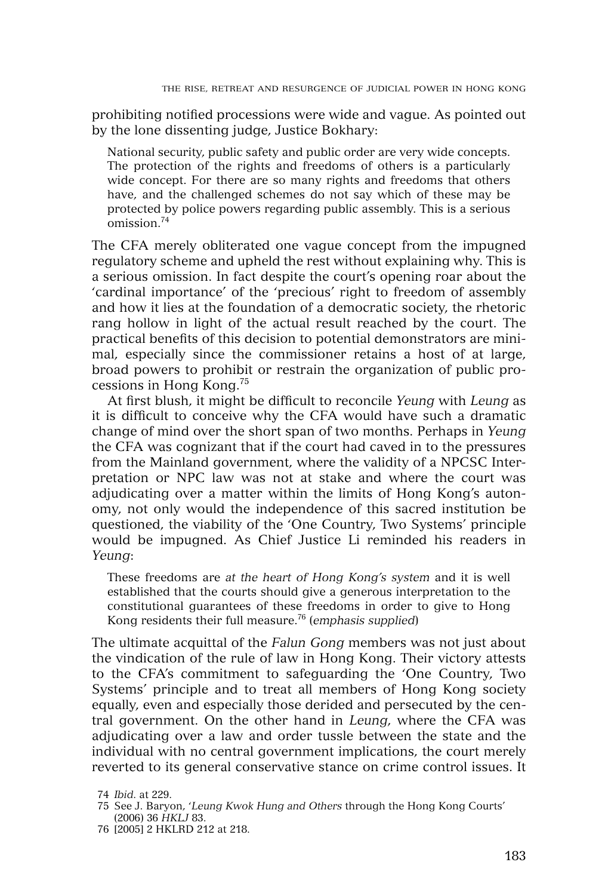prohibiting notified processions were wide and vague. As pointed out by the lone dissenting judge, Justice Bokhary:

> National security, public safety and public order are very wide concepts. The protection of the rights and freedoms of others is a particularly wide concept. For there are so many rights and freedoms that others have, and the challenged schemes do not say which of these may be protected by police powers regarding public assembly. This is a serious omission.[74]

The CFA merely obliterated one vague concept from the impugned regulatory scheme and upheld the rest without explaining why. This is a serious omission. In fact despite the court's opening roar about the 'cardinal importance' of the 'precious' right to freedom of assembly and how it lies at the foundation of a democratic society, the rhetoric rang hollow in light of the actual result reached by the court. The practical benefits of this decision to potential demonstrators are minimal, especially since the commissioner retains a host of at large, broad powers to prohibit or restrain the organization of public processions in Hong Kong.[75]

At first blush, it might be difficult to reconcile *Yeung* with *Leung* as it is difficult to conceive why the CFA would have such a dramatic change of mind over the short span of two months. Perhaps in *Yeung* the CFA was cognizant that if the court had caved in to the pressures from the Mainland government, where the validity of a NPCSC Interpretation or NPC law was not at stake and where the court was adjudicating over a matter within the limits of Hong Kong's autonomy, not only would the independence of this sacred institution be questioned, the viability of the 'One Country, Two Systems' principle would be impugned. As Chief Justice Li reminded his readers in *Yeung*:

> These freedoms are *at the heart of Hong Kong's system* and it is well established that the courts should give a generous interpretation to the constitutional guarantees of these freedoms in order to give to Hong Kong residents their full measure.[76] (*emphasis supplied*)

The ultimate acquittal of the *Falun Gong* members was not just about the vindication of the rule of law in Hong Kong. Their victory attests to the CFA's commitment to safeguarding the 'One Country, Two Systems' principle and to treat all members of Hong Kong society equally, even and especially those derided and persecuted by the central government. On the other hand in *Leung*, where the CFA was adjudicating over a law and order tussle between the state and the individual with no central government implications, the court merely reverted to its general conservative stance on crime control issues. It

74 *Ibid.* at 229.

75 See J. Baryon, '*Leung Kwok Hung and Others* through the Hong Kong Courts' (2006) 36 *HKLJ* 83.

76 [2005] 2 HKLRD 212 at 218.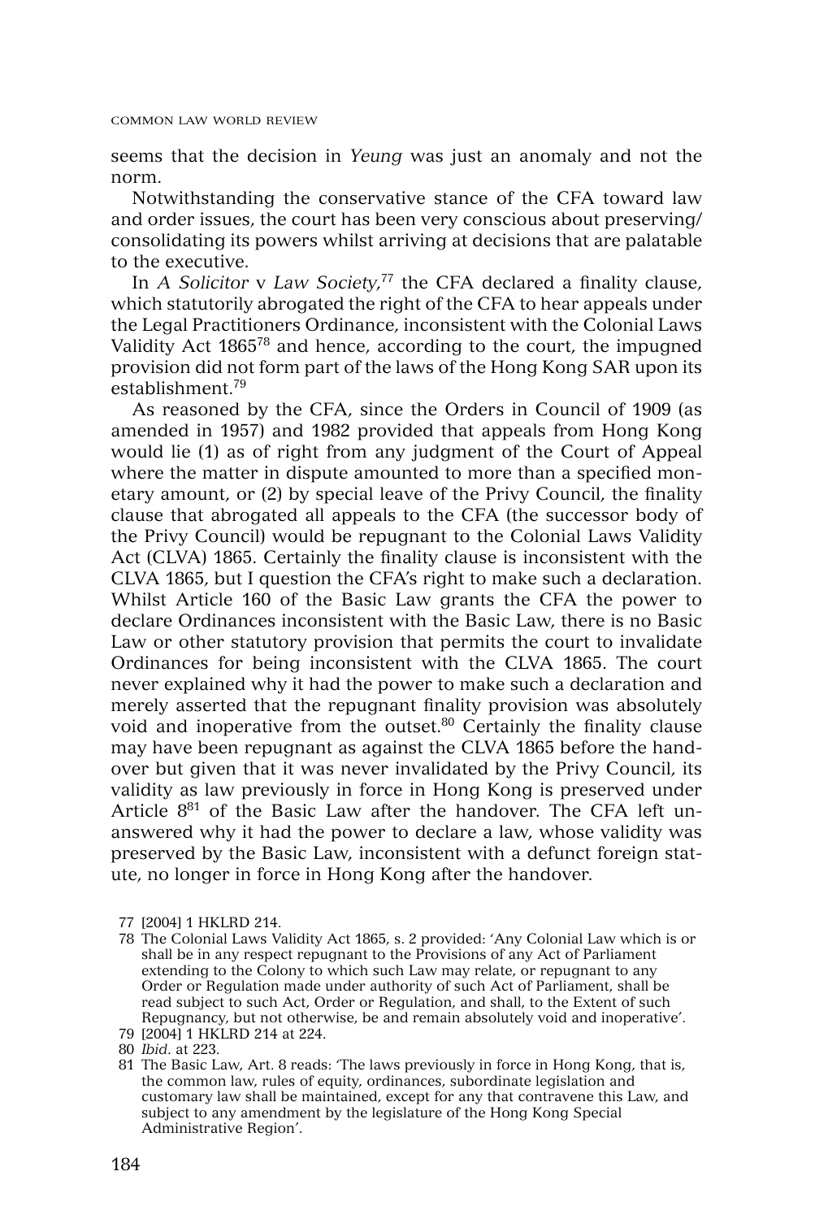seems that the decision in *Yeung* was just an anomaly and not the norm.

Notwithstanding the conservative stance of the CFA toward law and order issues, the court has been very conscious about preserving/consolidating its powers whilst arriving at decisions that are palatable to the executive.

In *A Solicitor* v *Law Society*,[77] the CFA declared a finality clause, which statutorily abrogated the right of the CFA to hear appeals under the Legal Practitioners Ordinance, inconsistent with the Colonial Laws Validity Act 1865[78] and hence, according to the court, the impugned provision did not form part of the laws of the Hong Kong SAR upon its establishment.[79]

As reasoned by the CFA, since the Orders in Council of 1909 (as amended in 1957) and 1982 provided that appeals from Hong Kong would lie (1) as of right from any judgment of the Court of Appeal where the matter in dispute amounted to more than a specified monetary amount, or (2) by special leave of the Privy Council, the finality clause that abrogated all appeals to the CFA (the successor body of the Privy Council) would be repugnant to the Colonial Laws Validity Act (CLVA) 1865. Certainly the finality clause is inconsistent with the CLVA 1865, but I question the CFA's right to make such a declaration. Whilst Article 160 of the Basic Law grants the CFA the power to declare Ordinances inconsistent with the Basic Law, there is no Basic Law or other statutory provision that permits the court to invalidate Ordinances for being inconsistent with the CLVA 1865. The court never explained why it had the power to make such a declaration and merely asserted that the repugnant finality provision was absolutely void and inoperative from the outset.[80] Certainly the finality clause may have been repugnant as against the CLVA 1865 before the handover but given that it was never invalidated by the Privy Council, its validity as law previously in force in Hong Kong is preserved under Article 8[81] of the Basic Law after the handover. The CFA left unanswered why it had the power to declare a law, whose validity was preserved by the Basic Law, inconsistent with a defunct foreign statute, no longer in force in Hong Kong after the handover.

77 [2004] 1 HKLRD 214.

78 The Colonial Laws Validity Act 1865, s. 2 provided: 'Any Colonial Law which is or shall be in any respect repugnant to the Provisions of any Act of Parliament extending to the Colony to which such Law may relate, or repugnant to any Order or Regulation made under authority of such Act of Parliament, shall be read subject to such Act, Order or Regulation, and shall, to the Extent of such Repugnancy, but not otherwise, be and remain absolutely void and inoperative'.

79 [2004] 1 HKLRD 214 at 224.

80 *Ibid.* at 223.

81 The Basic Law, Art. 8 reads: 'The laws previously in force in Hong Kong, that is, the common law, rules of equity, ordinances, subordinate legislation and customary law shall be maintained, except for any that contravene this Law, and subject to any amendment by the legislature of the Hong Kong Special Administrative Region'.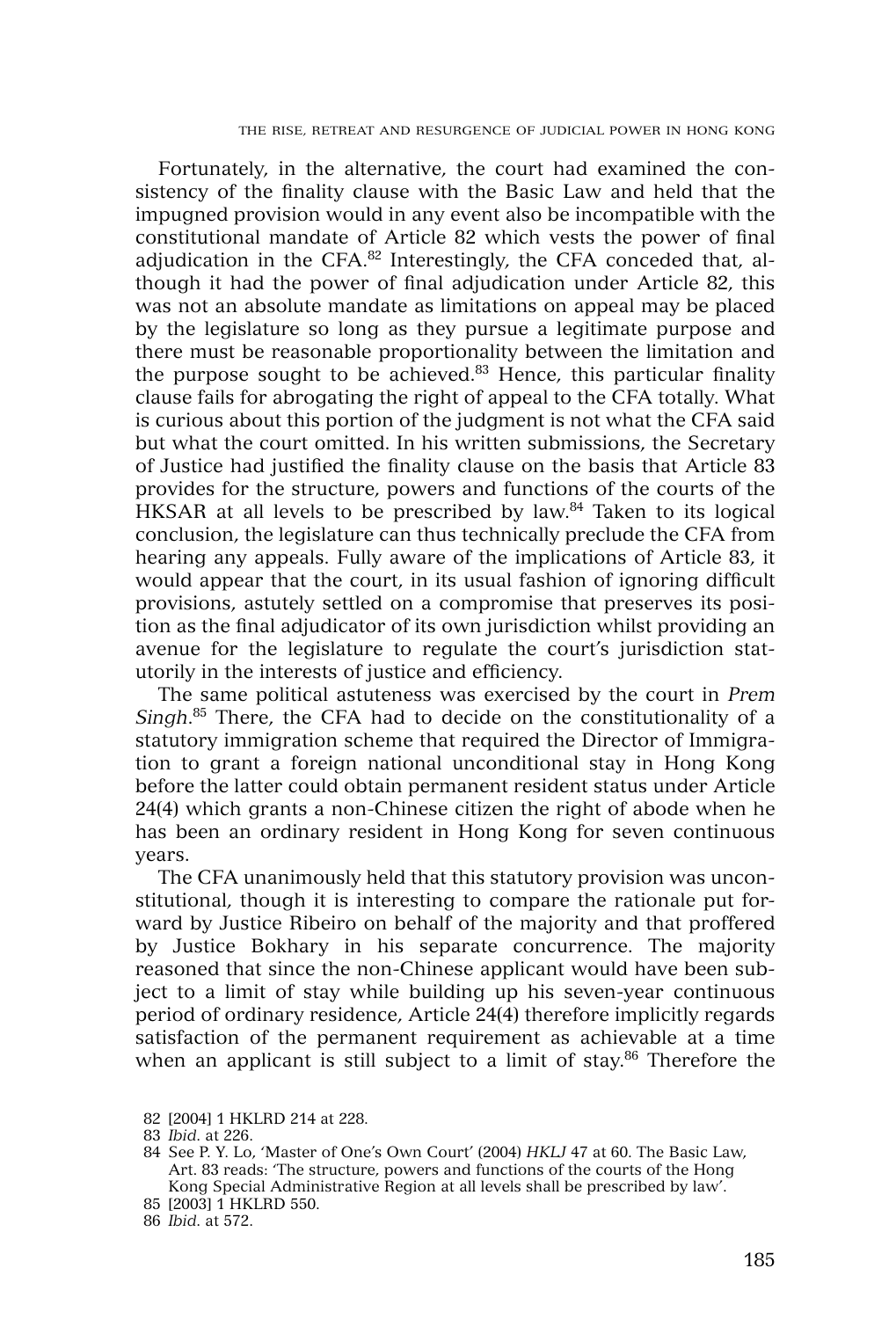Fortunately, in the alternative, the court had examined the consistency of the finality clause with the Basic Law and held that the impugned provision would in any event also be incompatible with the constitutional mandate of Article 82 which vests the power of final adjudication in the CFA.[82] Interestingly, the CFA conceded that, although it had the power of final adjudication under Article 82, this was not an absolute mandate as limitations on appeal may be placed by the legislature so long as they pursue a legitimate purpose and there must be reasonable proportionality between the limitation and the purpose sought to be achieved.[83] Hence, this particular finality clause fails for abrogating the right of appeal to the CFA totally. What is curious about this portion of the judgment is not what the CFA said but what the court omitted. In his written submissions, the Secretary of Justice had justified the finality clause on the basis that Article 83 provides for the structure, powers and functions of the courts of the HKSAR at all levels to be prescribed by law.[84] Taken to its logical conclusion, the legislature can thus technically preclude the CFA from hearing any appeals. Fully aware of the implications of Article 83, it would appear that the court, in its usual fashion of ignoring difficult provisions, astutely settled on a compromise that preserves its position as the final adjudicator of its own jurisdiction whilst providing an avenue for the legislature to regulate the court's jurisdiction statutorily in the interests of justice and efficiency.

The same political astuteness was exercised by the court in *Prem Singh*.[85] There, the CFA had to decide on the constitutionality of a statutory immigration scheme that required the Director of Immigration to grant a foreign national unconditional stay in Hong Kong before the latter could obtain permanent resident status under Article 24(4) which grants a non-Chinese citizen the right of abode when he has been an ordinary resident in Hong Kong for seven continuous years.

The CFA unanimously held that this statutory provision was unconstitutional, though it is interesting to compare the rationale put forward by Justice Ribeiro on behalf of the majority and that proffered by Justice Bokhary in his separate concurrence. The majority reasoned that since the non-Chinese applicant would have been subject to a limit of stay while building up his seven-year continuous period of ordinary residence, Article 24(4) therefore implicitly regards satisfaction of the permanent requirement as achievable at a time when an applicant is still subject to a limit of stay.[86] Therefore the

82 [2004] 1 HKLRD 214 at 228.

83 *Ibid.* at 226.

84 See P. Y. Lo, 'Master of One's Own Court' (2004) *HKLJ* 47 at 60. The Basic Law, Art. 83 reads: 'The structure, powers and functions of the courts of the Hong Kong Special Administrative Region at all levels shall be prescribed by law'.

85 [2003] 1 HKLRD 550.

86 *Ibid.* at 572.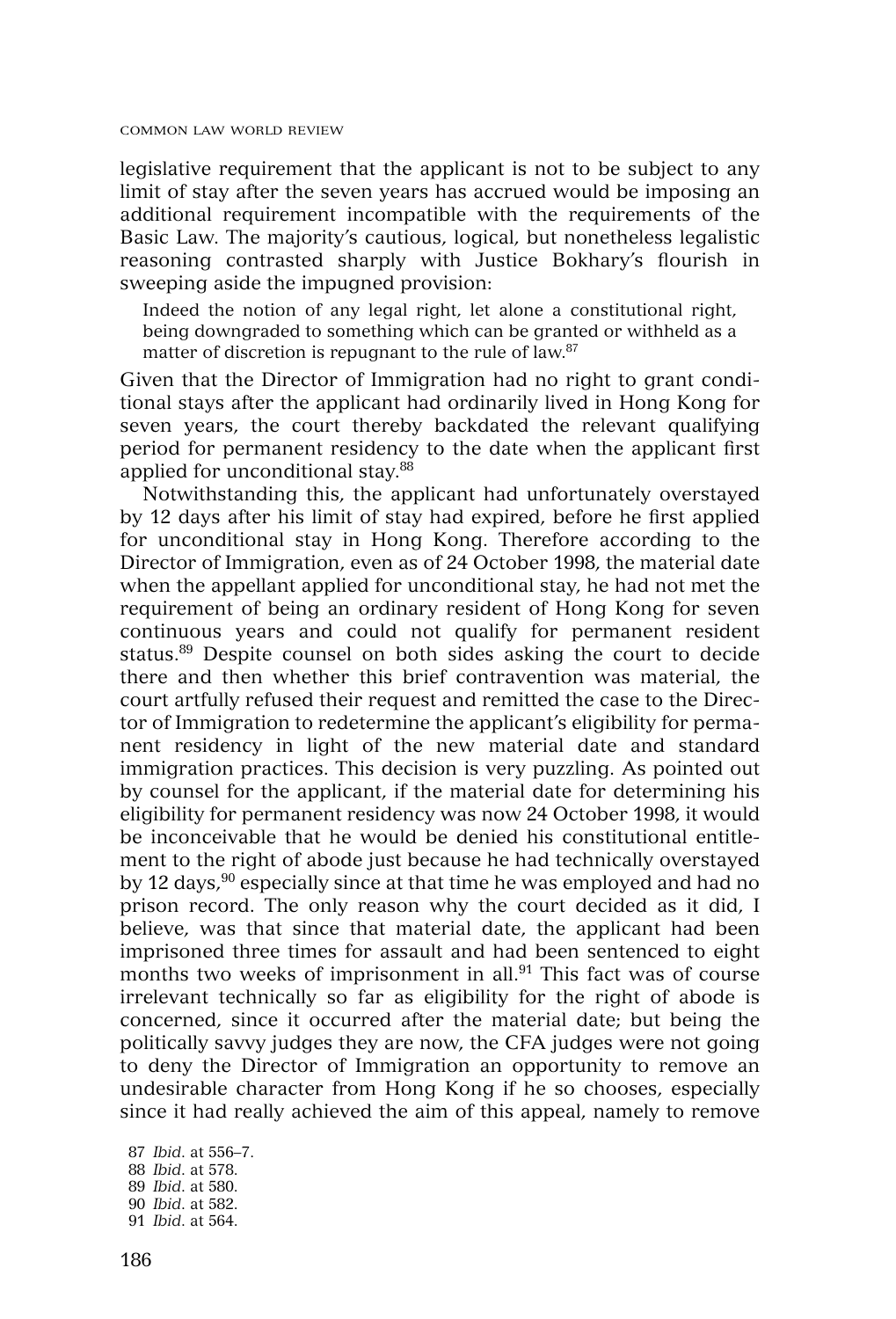legislative requirement that the applicant is not to be subject to any limit of stay after the seven years has accrued would be imposing an additional requirement incompatible with the requirements of the Basic Law. The majority's cautious, logical, but nonetheless legalistic reasoning contrasted sharply with Justice Bokhary's flourish in sweeping aside the impugned provision:

> Indeed the notion of any legal right, let alone a constitutional right, being downgraded to something which can be granted or withheld as a matter of discretion is repugnant to the rule of law.[87]

Given that the Director of Immigration had no right to grant conditional stays after the applicant had ordinarily lived in Hong Kong for seven years, the court thereby backdated the relevant qualifying period for permanent residency to the date when the applicant first applied for unconditional stay.[88]

Notwithstanding this, the applicant had unfortunately overstayed by 12 days after his limit of stay had expired, before he first applied for unconditional stay in Hong Kong. Therefore according to the Director of Immigration, even as of 24 October 1998, the material date when the appellant applied for unconditional stay, he had not met the requirement of being an ordinary resident of Hong Kong for seven continuous years and could not qualify for permanent resident status.[89] Despite counsel on both sides asking the court to decide there and then whether this brief contravention was material, the court artfully refused their request and remitted the case to the Director of Immigration to redetermine the applicant's eligibility for permanent residency in light of the new material date and standard immigration practices. This decision is very puzzling. As pointed out by counsel for the applicant, if the material date for determining his eligibility for permanent residency was now 24 October 1998, it would be inconceivable that he would be denied his constitutional entitlement to the right of abode just because he had technically overstayed by 12 days,[90] especially since at that time he was employed and had no prison record. The only reason why the court decided as it did, I believe, was that since that material date, the applicant had been imprisoned three times for assault and had been sentenced to eight months two weeks of imprisonment in all.[91] This fact was of course irrelevant technically so far as eligibility for the right of abode is concerned, since it occurred after the material date; but being the politically savvy judges they are now, the CFA judges were not going to deny the Director of Immigration an opportunity to remove an undesirable character from Hong Kong if he so chooses, especially since it had really achieved the aim of this appeal, namely to remove

87 *Ibid.* at 556–7.
88 *Ibid.* at 578.
89 *Ibid.* at 580.
90 *Ibid.* at 582.
91 *Ibid.* at 564.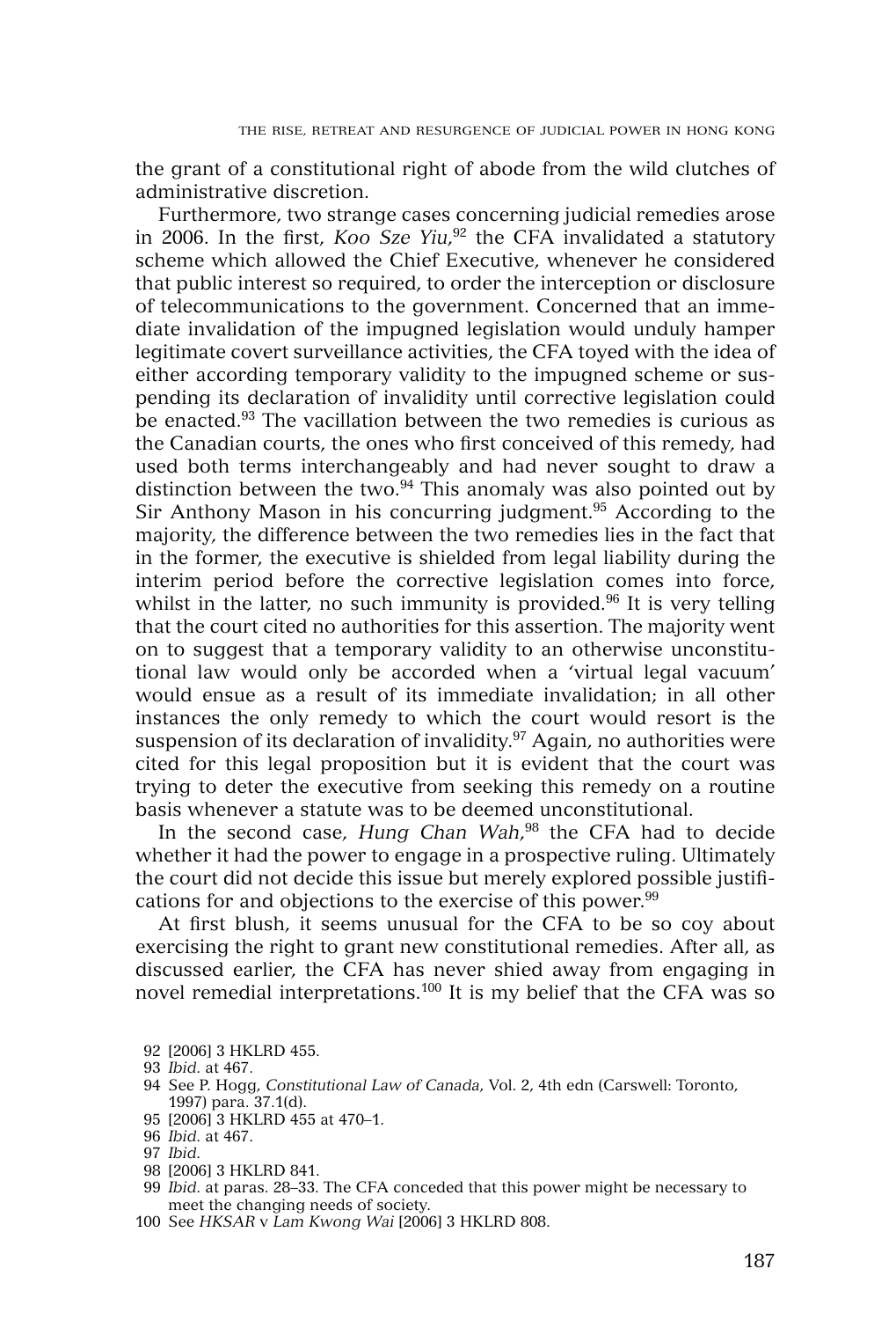the grant of a constitutional right of abode from the wild clutches of administrative discretion.

Furthermore, two strange cases concerning judicial remedies arose in 2006. In the first, *Koo Sze Yiu*,[92] the CFA invalidated a statutory scheme which allowed the Chief Executive, whenever he considered that public interest so required, to order the interception or disclosure of telecommunications to the government. Concerned that an immediate invalidation of the impugned legislation would unduly hamper legitimate covert surveillance activities, the CFA toyed with the idea of either according temporary validity to the impugned scheme or suspending its declaration of invalidity until corrective legislation could be enacted.[93] The vacillation between the two remedies is curious as the Canadian courts, the ones who first conceived of this remedy, had used both terms interchangeably and had never sought to draw a distinction between the two.[94] This anomaly was also pointed out by Sir Anthony Mason in his concurring judgment.[95] According to the majority, the difference between the two remedies lies in the fact that in the former, the executive is shielded from legal liability during the interim period before the corrective legislation comes into force, whilst in the latter, no such immunity is provided.[96] It is very telling that the court cited no authorities for this assertion. The majority went on to suggest that a temporary validity to an otherwise unconstitutional law would only be accorded when a 'virtual legal vacuum' would ensue as a result of its immediate invalidation; in all other instances the only remedy to which the court would resort is the suspension of its declaration of invalidity.[97] Again, no authorities were cited for this legal proposition but it is evident that the court was trying to deter the executive from seeking this remedy on a routine basis whenever a statute was to be deemed unconstitutional.

In the second case, *Hung Chan Wah*,[98] the CFA had to decide whether it had the power to engage in a prospective ruling. Ultimately the court did not decide this issue but merely explored possible justifications for and objections to the exercise of this power.[99]

At first blush, it seems unusual for the CFA to be so coy about exercising the right to grant new constitutional remedies. After all, as discussed earlier, the CFA has never shied away from engaging in novel remedial interpretations.[100] It is my belief that the CFA was so

92 [2006] 3 HKLRD 455.

93 *Ibid.* at 467.

94 See P. Hogg, *Constitutional Law of Canada*, Vol. 2, 4th edn (Carswell: Toronto, 1997) para. 37.1(d).

95 [2006] 3 HKLRD 455 at 470–1.

96 *Ibid.* at 467.

97 *Ibid.*

98 [2006] 3 HKLRD 841.

99 *Ibid.* at paras. 28–33. The CFA conceded that this power might be necessary to meet the changing needs of society.

100 See *HKSAR* v *Lam Kwong Wai* [2006] 3 HKLRD 808.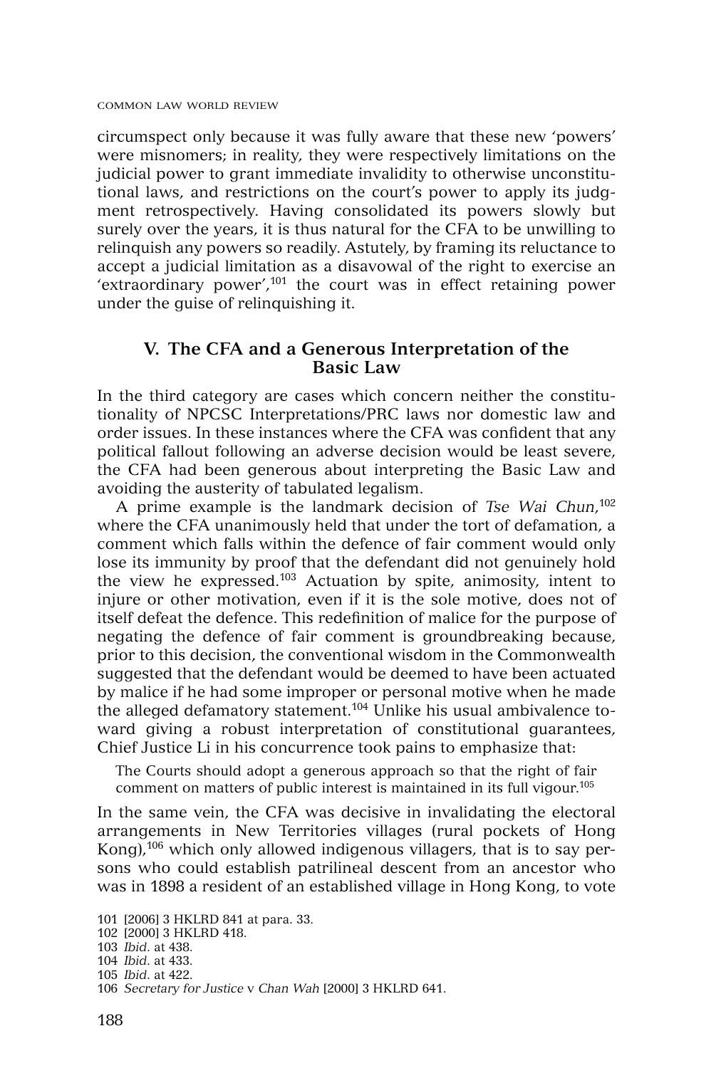circumspect only because it was fully aware that these new 'powers' were misnomers; in reality, they were respectively limitations on the judicial power to grant immediate invalidity to otherwise unconstitutional laws, and restrictions on the court's power to apply its judgment retrospectively. Having consolidated its powers slowly but surely over the years, it is thus natural for the CFA to be unwilling to relinquish any powers so readily. Astutely, by framing its reluctance to accept a judicial limitation as a disavowal of the right to exercise an 'extraordinary power',[101] the court was in effect retaining power under the guise of relinquishing it.

## V. The CFA and a Generous Interpretation of the Basic Law

In the third category are cases which concern neither the constitutionality of NPCSC Interpretations/PRC laws nor domestic law and order issues. In these instances where the CFA was confident that any political fallout following an adverse decision would be least severe, the CFA had been generous about interpreting the Basic Law and avoiding the austerity of tabulated legalism.

A prime example is the landmark decision of *Tse Wai Chun*,[102] where the CFA unanimously held that under the tort of defamation, a comment which falls within the defence of fair comment would only lose its immunity by proof that the defendant did not genuinely hold the view he expressed.[103] Actuation by spite, animosity, intent to injure or other motivation, even if it is the sole motive, does not of itself defeat the defence. This redefinition of malice for the purpose of negating the defence of fair comment is groundbreaking because, prior to this decision, the conventional wisdom in the Commonwealth suggested that the defendant would be deemed to have been actuated by malice if he had some improper or personal motive when he made the alleged defamatory statement.[104] Unlike his usual ambivalence toward giving a robust interpretation of constitutional guarantees, Chief Justice Li in his concurrence took pains to emphasize that:

> The Courts should adopt a generous approach so that the right of fair comment on matters of public interest is maintained in its full vigour.[105]

In the same vein, the CFA was decisive in invalidating the electoral arrangements in New Territories villages (rural pockets of Hong Kong),[106] which only allowed indigenous villagers, that is to say persons who could establish patrilineal descent from an ancestor who was in 1898 a resident of an established village in Hong Kong, to vote

101 [2006] 3 HKLRD 841 at para. 33.
102 [2000] 3 HKLRD 418.
103 *Ibid.* at 438.
104 *Ibid.* at 433.
105 *Ibid.* at 422.
106 *Secretary for Justice* v *Chan Wah* [2000] 3 HKLRD 641.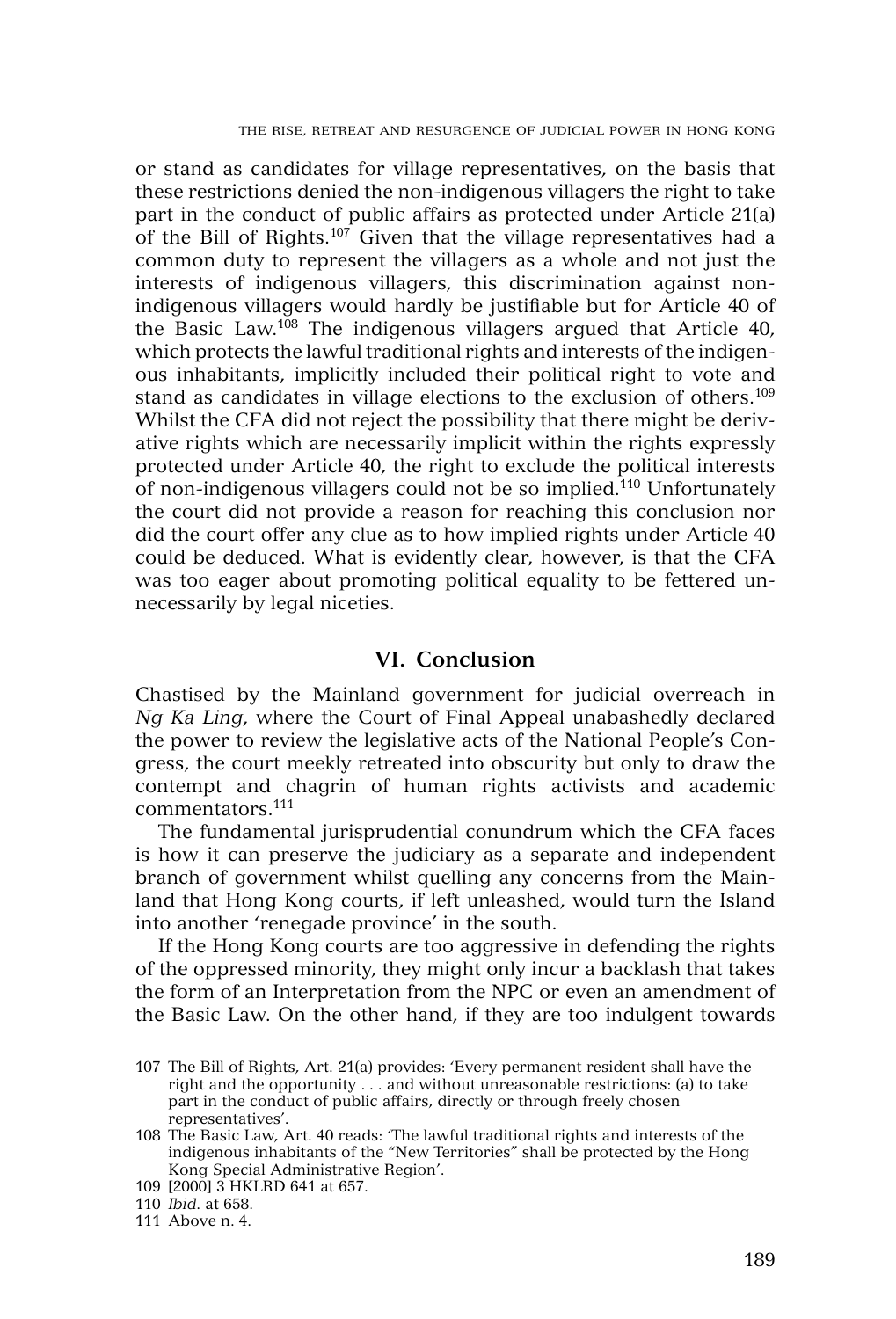or stand as candidates for village representatives, on the basis that these restrictions denied the non-indigenous villagers the right to take part in the conduct of public affairs as protected under Article 21(a) of the Bill of Rights.[107] Given that the village representatives had a common duty to represent the villagers as a whole and not just the interests of indigenous villagers, this discrimination against non-indigenous villagers would hardly be justifiable but for Article 40 of the Basic Law.[108] The indigenous villagers argued that Article 40, which protects the lawful traditional rights and interests of the indigenous inhabitants, implicitly included their political right to vote and stand as candidates in village elections to the exclusion of others.[109] Whilst the CFA did not reject the possibility that there might be derivative rights which are necessarily implicit within the rights expressly protected under Article 40, the right to exclude the political interests of non-indigenous villagers could not be so implied.[110] Unfortunately the court did not provide a reason for reaching this conclusion nor did the court offer any clue as to how implied rights under Article 40 could be deduced. What is evidently clear, however, is that the CFA was too eager about promoting political equality to be fettered unnecessarily by legal niceties.

## VI. Conclusion

Chastised by the Mainland government for judicial overreach in *Ng Ka Ling*, where the Court of Final Appeal unabashedly declared the power to review the legislative acts of the National People's Congress, the court meekly retreated into obscurity but only to draw the contempt and chagrin of human rights activists and academic commentators.[111]

The fundamental jurisprudential conundrum which the CFA faces is how it can preserve the judiciary as a separate and independent branch of government whilst quelling any concerns from the Mainland that Hong Kong courts, if left unleashed, would turn the Island into another 'renegade province' in the south.

If the Hong Kong courts are too aggressive in defending the rights of the oppressed minority, they might only incur a backlash that takes the form of an Interpretation from the NPC or even an amendment of the Basic Law. On the other hand, if they are too indulgent towards

107 The Bill of Rights, Art. 21(a) provides: 'Every permanent resident shall have the right and the opportunity . . . and without unreasonable restrictions: (a) to take part in the conduct of public affairs, directly or through freely chosen representatives'.

108 The Basic Law, Art. 40 reads: 'The lawful traditional rights and interests of the indigenous inhabitants of the "New Territories" shall be protected by the Hong Kong Special Administrative Region'.

109 [2000] 3 HKLRD 641 at 657.

110 *Ibid.* at 658.

111 Above n. 4.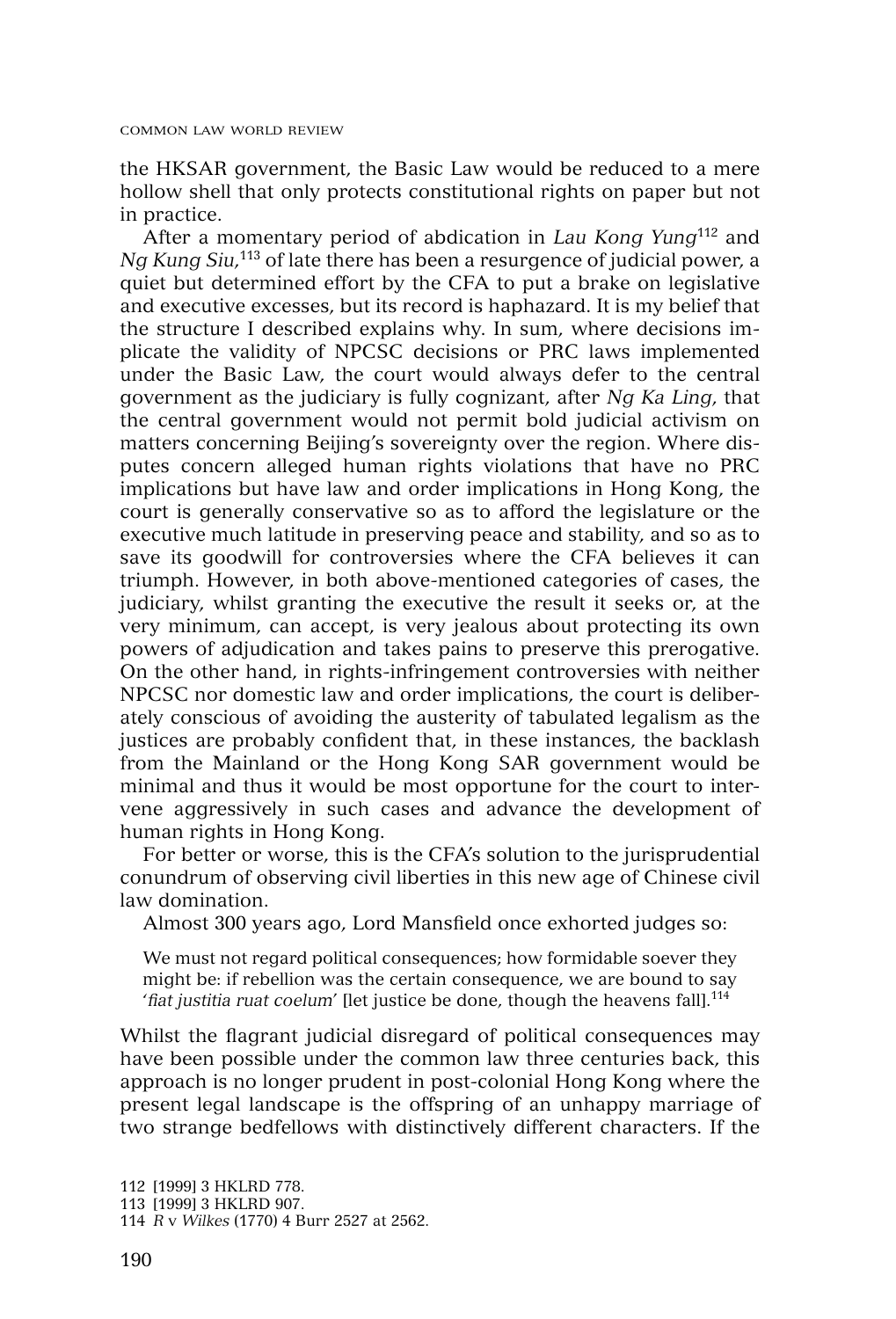the HKSAR government, the Basic Law would be reduced to a mere hollow shell that only protects constitutional rights on paper but not in practice.

After a momentary period of abdication in *Lau Kong Yung*[112] and *Ng Kung Siu*,[113] of late there has been a resurgence of judicial power, a quiet but determined effort by the CFA to put a brake on legislative and executive excesses, but its record is haphazard. It is my belief that the structure I described explains why. In sum, where decisions implicate the validity of NPCSC decisions or PRC laws implemented under the Basic Law, the court would always defer to the central government as the judiciary is fully cognizant, after *Ng Ka Ling*, that the central government would not permit bold judicial activism on matters concerning Beijing's sovereignty over the region. Where disputes concern alleged human rights violations that have no PRC implications but have law and order implications in Hong Kong, the court is generally conservative so as to afford the legislature or the executive much latitude in preserving peace and stability, and so as to save its goodwill for controversies where the CFA believes it can triumph. However, in both above-mentioned categories of cases, the judiciary, whilst granting the executive the result it seeks or, at the very minimum, can accept, is very jealous about protecting its own powers of adjudication and takes pains to preserve this prerogative. On the other hand, in rights-infringement controversies with neither NPCSC nor domestic law and order implications, the court is deliberately conscious of avoiding the austerity of tabulated legalism as the justices are probably confident that, in these instances, the backlash from the Mainland or the Hong Kong SAR government would be minimal and thus it would be most opportune for the court to intervene aggressively in such cases and advance the development of human rights in Hong Kong.

For better or worse, this is the CFA's solution to the jurisprudential conundrum of observing civil liberties in this new age of Chinese civil law domination.

Almost 300 years ago, Lord Mansfield once exhorted judges so:

> We must not regard political consequences; how formidable soever they might be: if rebellion was the certain consequence, we are bound to say '*fiat justitia ruat coelum*' [let justice be done, though the heavens fall].[114]

Whilst the flagrant judicial disregard of political consequences may have been possible under the common law three centuries back, this approach is no longer prudent in post-colonial Hong Kong where the present legal landscape is the offspring of an unhappy marriage of two strange bedfellows with distinctively different characters. If the

112 [1999] 3 HKLRD 778.
113 [1999] 3 HKLRD 907.
114 *R* v *Wilkes* (1770) 4 Burr 2527 at 2562.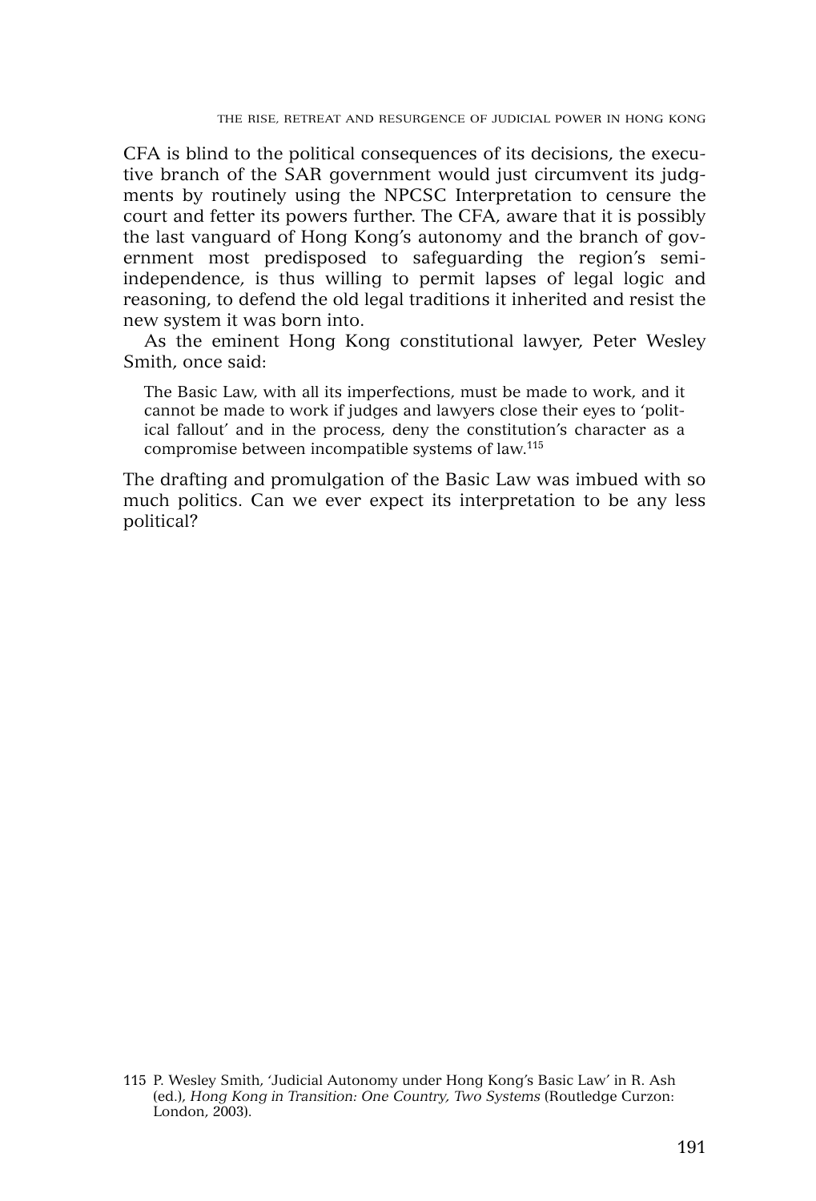CFA is blind to the political consequences of its decisions, the executive branch of the SAR government would just circumvent its judgments by routinely using the NPCSC Interpretation to censure the court and fetter its powers further. The CFA, aware that it is possibly the last vanguard of Hong Kong's autonomy and the branch of government most predisposed to safeguarding the region's semi-independence, is thus willing to permit lapses of legal logic and reasoning, to defend the old legal traditions it inherited and resist the new system it was born into.

As the eminent Hong Kong constitutional lawyer, Peter Wesley Smith, once said:

> The Basic Law, with all its imperfections, must be made to work, and it cannot be made to work if judges and lawyers close their eyes to 'political fallout' and in the process, deny the constitution's character as a compromise between incompatible systems of law.[115]

The drafting and promulgation of the Basic Law was imbued with so much politics. Can we ever expect its interpretation to be any less political?

115 P. Wesley Smith, 'Judicial Autonomy under Hong Kong's Basic Law' in R. Ash (ed.), *Hong Kong in Transition: One Country, Two Systems* (Routledge Curzon: London, 2003).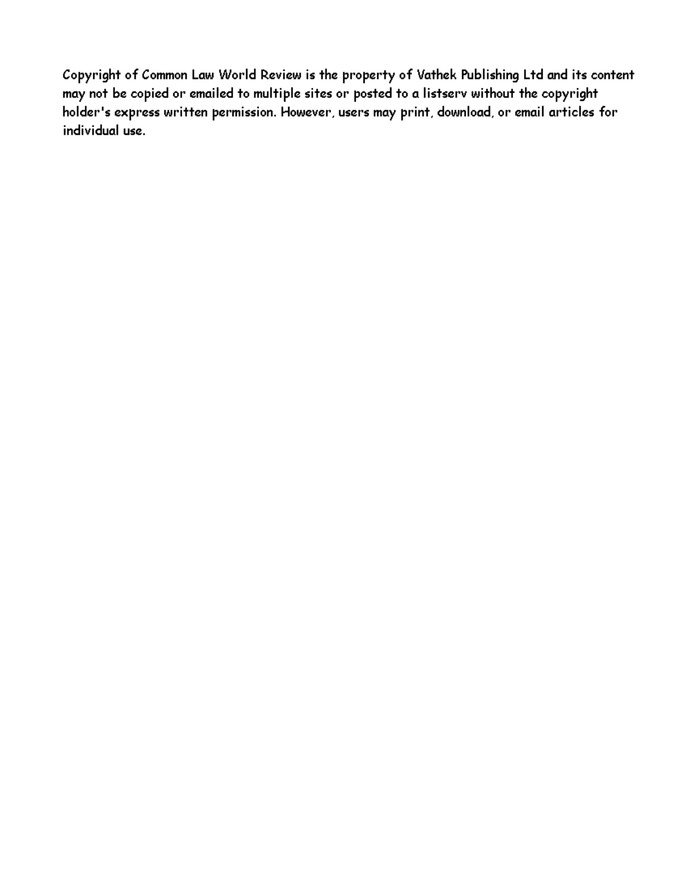Copyright of Common Law World Review is the property of Vathek Publishing Ltd and its content may not be copied or emailed to multiple sites or posted to a listserv without the copyright holder's express written permission. However, users may print, download, or email articles for individual use.